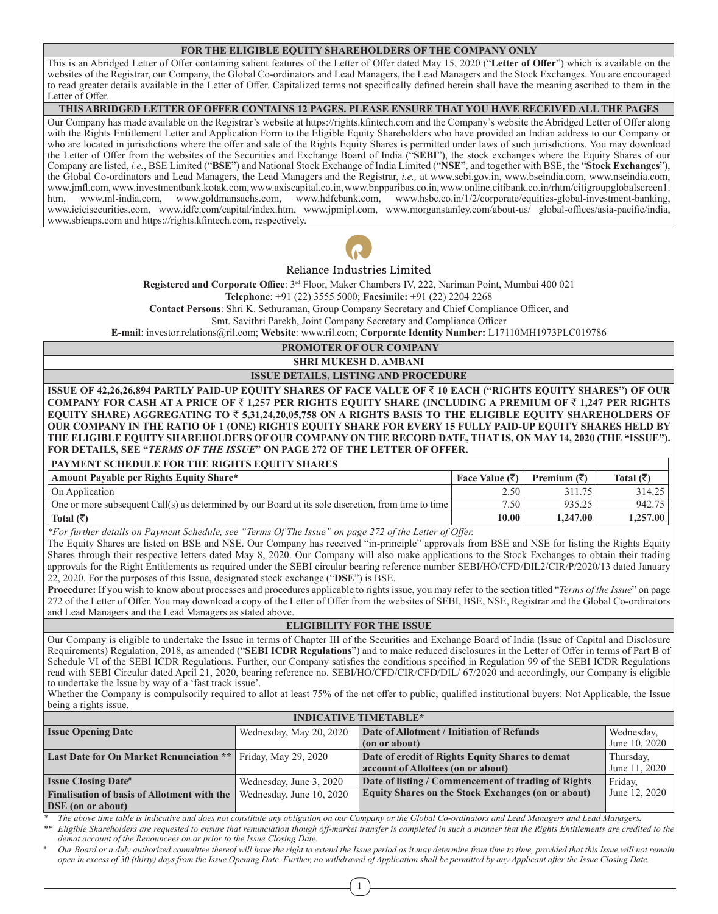**FOR THE ELIGIBLE EQUITY SHAREHOLDERS OF THE COMPANY ONLY**

This is an Abridged Letter of Offer containing salient features of the Letter of Offer dated May 15, 2020 ("**Letter of Offer**") which is available on the websites of the Registrar, our Company, the Global Co-ordinators and Lead Managers, the Lead Managers and the Stock Exchanges. You are encouraged to read greater details available in the Letter of Offer. Capitalized terms not specifically defined herein shall have the meaning ascribed to them in the Letter of Offer.

**THIS ABRIDGED LETTER OF OFFER CONTAINS 12 PAGES. PLEASE ENSURE THAT YOU HAVE RECEIVED ALL THE PAGES**

Our Company has made available on the Registrar's website at https://rights.kfintech.com and the Company's website the Abridged Letter of Offer along with the Rights Entitlement Letter and Application Form to the Eligible Equity Shareholders who have provided an Indian address to our Company or who are located in jurisdictions where the offer and sale of the Rights Equity Shares is permitted under laws of such jurisdictions. You may download the Letter of Offer from the websites of the Securities and Exchange Board of India ("**SEBI**"), the stock exchanges where the Equity Shares of our Company are listed, *i.e.*, BSE Limited ("**BSE**") and National Stock Exchange of India Limited ("**NSE**", and together with BSE, the "**Stock Exchanges**"), the Global Co-ordinators and Lead Managers, the Lead Managers and the Registrar, *i.e.,* at www.sebi.gov.in, www.bseindia.com, www.nseindia.com, www.jmfl.com, www.investmentbank.kotak.com, www.axiscapital.co.in, www.bnpparibas.co.in, www.online.citibank.co.in/rhtm/citigroupglobalscreen1.htm, www.ml-india.com, www.goldmansachs.com, www.hdfcbank.com, www.hsbc.co.in/1/2/corporate/equities-global-investment-banking, www.icicisecurities.com, www.idfc.com/capital/index.htm, www.jpmipl.com, www.morganstanley.com/about-us/ global-offices/asia-pacific/india, www.sbicaps.com and https://rights.kfintech.com, respectively.

# Reliance Industries Limited

**Registered and Corporate Office**: 3rd Floor, Maker Chambers IV, 222, Nariman Point, Mumbai 400 021

**Telephone**: +91 (22) 3555 5000; **Facsimile:** +91 (22) 2204 2268

**Contact Persons**: Shri K. Sethuraman, Group Company Secretary and Chief Compliance Officer, and Smt. Savithri Parekh, Joint Company Secretary and Compliance Officer

**E-mail**: investor.relations@ril.com; **Website**: www.ril.com; **Corporate Identity Number:** L17110MH1973PLC019786

## PROMOTER OF OUR COMPANY

**SHRI MUKESH D. AMBANI**

## ISSUE DETAILS, LISTING AND PROCEDURE

**ISSUE OF 42,26,26,894 PARTLY PAID-UP EQUITY SHARES OF FACE VALUE OF ₹ 10 EACH ("RIGHTS EQUITY SHARES") OF OUR COMPANY FOR CASH AT A PRICE OF ₹ 1,257 PER RIGHTS EQUITY SHARE (INCLUDING A PREMIUM OF ₹ 1,247 PER RIGHTS EQUITY SHARE) AGGREGATING TO ₹ 5,31,24,20,05,758 ON A RIGHTS BASIS TO THE ELIGIBLE EQUITY SHAREHOLDERS OF OUR COMPANY IN THE RATIO OF 1 (ONE) RIGHTS EQUITY SHARE FOR EVERY 15 FULLY PAID-UP EQUITY SHARES HELD BY THE ELIGIBLE EQUITY SHAREHOLDERS OF OUR COMPANY ON THE RECORD DATE, THAT IS, ON MAY 14, 2020 (THE "ISSUE"). FOR DETAILS, SEE "*TERMS OF THE ISSUE*" ON PAGE 272 OF THE LETTER OF OFFER.**

**PAYMENT SCHEDULE FOR THE RIGHTS EQUITY SHARES**

| Amount Payable per Rights Equity Share* | Face Value (₹) | Premium (₹) | Total (₹) |
|---|---|---|---|
| On Application | 2.50 | 311.75 | 314.25 |
| One or more subsequent Call(s) as determined by our Board at its sole discretion, from time to time | 7.50 | 935.25 | 942.75 |
| **Total (₹)** | **10.00** | **1,247.00** | **1,257.00** |

*\*For further details on Payment Schedule, see "Terms Of The Issue" on page 272 of the Letter of Offer.*

The Equity Shares are listed on BSE and NSE. Our Company has received "in-principle" approvals from BSE and NSE for listing the Rights Equity Shares through their respective letters dated May 8, 2020. Our Company will also make applications to the Stock Exchanges to obtain their trading approvals for the Right Entitlements as required under the SEBI circular bearing reference number SEBI/HO/CFD/DIL2/CIR/P/2020/13 dated January 22, 2020. For the purposes of this Issue, designated stock exchange ("**DSE**") is BSE.

**Procedure:** If you wish to know about processes and procedures applicable to rights issue, you may refer to the section titled "*Terms of the Issue*" on page 272 of the Letter of Offer. You may download a copy of the Letter of Offer from the websites of SEBI, BSE, NSE, Registrar and the Global Co-ordinators and Lead Managers and the Lead Managers as stated above.

## ELIGIBILITY FOR THE ISSUE

Our Company is eligible to undertake the Issue in terms of Chapter III of the Securities and Exchange Board of India (Issue of Capital and Disclosure Requirements) Regulation, 2018, as amended ("**SEBI ICDR Regulations**") and to make reduced disclosures in the Letter of Offer in terms of Part B of Schedule VI of the SEBI ICDR Regulations. Further, our Company satisfies the conditions specified in Regulation 99 of the SEBI ICDR Regulations read with SEBI Circular dated April 21, 2020, bearing reference no. SEBI/HO/CFD/CIR/CFD/DIL/ 67/2020 and accordingly, our Company is eligible to undertake the Issue by way of a 'fast track issue'.

Whether the Company is compulsorily required to allot at least 75% of the net offer to public, qualified institutional buyers: Not Applicable, the Issue being a rights issue.

## INDICATIVE TIMETABLE*

| | | | |
|---|---|---|---|
| **Issue Opening Date** | Wednesday, May 20, 2020 | **Date of Allotment / Initiation of Refunds (on or about)** | Wednesday, June 10, 2020 |
| **Last Date for On Market Renunciation \*\*** | Friday, May 29, 2020 | **Date of credit of Rights Equity Shares to demat account of Allottees (on or about)** | Thursday, June 11, 2020 |
| **Issue Closing Date#** | Wednesday, June 3, 2020 | **Date of listing / Commencement of trading of Rights Equity Shares on the Stock Exchanges (on or about)** | Friday, June 12, 2020 |
| **Finalisation of basis of Allotment with the DSE (on or about)** | Wednesday, June 10, 2020 | | |

\* *The above time table is indicative and does not constitute any obligation on our Company or the Global Co-ordinators and Lead Managers and Lead Managers.*

\*\* *Eligible Shareholders are requested to ensure that renunciation though off-market transfer is completed in such a manner that the Rights Entitlements are credited to the demat account of the Renouncees on or prior to the Issue Closing Date.*

\# *Our Board or a duly authorized committee thereof will have the right to extend the Issue period as it may determine from time to time, provided that this Issue will not remain open in excess of 30 (thirty) days from the Issue Opening Date. Further, no withdrawal of Application shall be permitted by any Applicant after the Issue Closing Date.*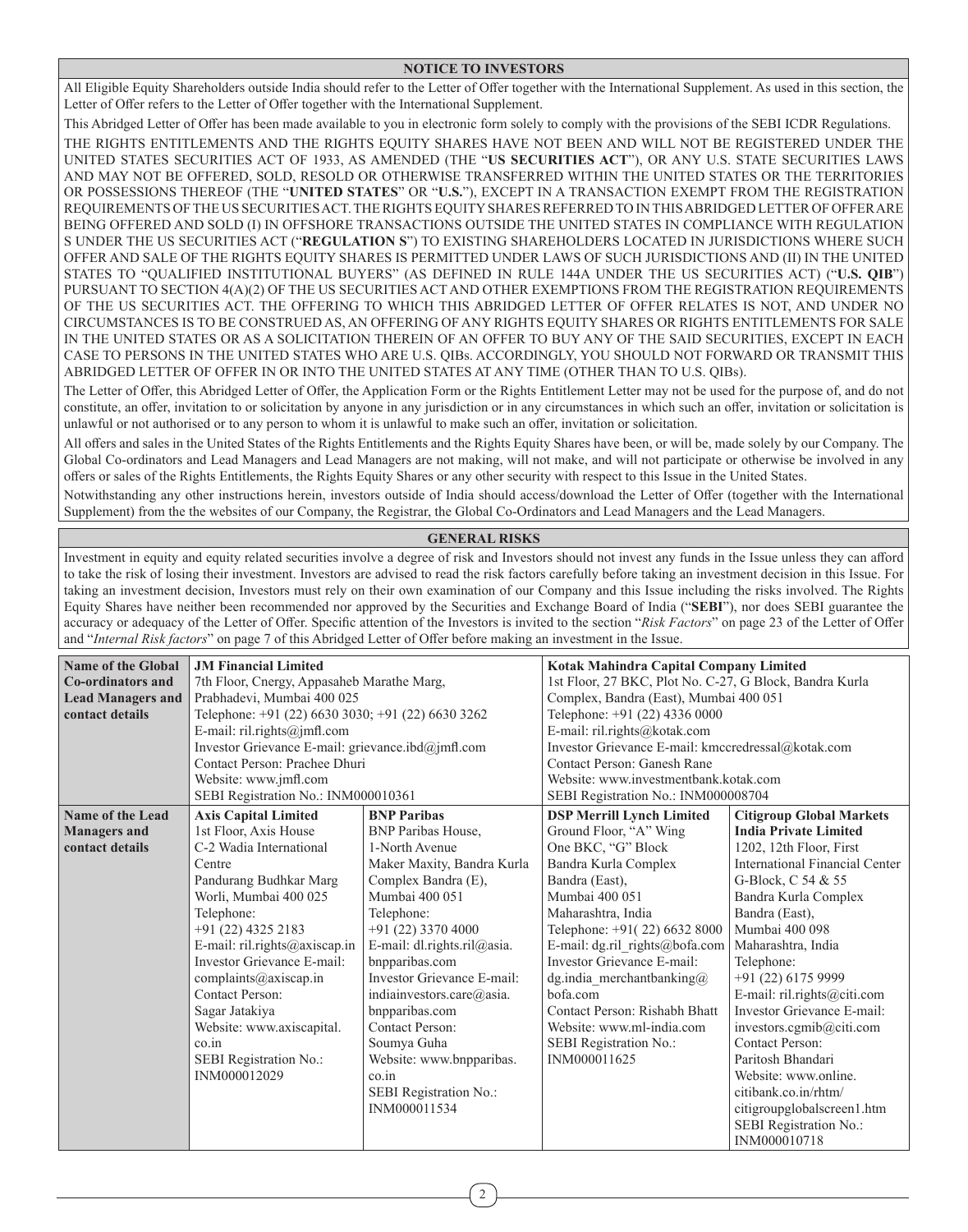## NOTICE TO INVESTORS

All Eligible Equity Shareholders outside India should refer to the Letter of Offer together with the International Supplement. As used in this section, the Letter of Offer refers to the Letter of Offer together with the International Supplement.

This Abridged Letter of Offer has been made available to you in electronic form solely to comply with the provisions of the SEBI ICDR Regulations.

THE RIGHTS ENTITLEMENTS AND THE RIGHTS EQUITY SHARES HAVE NOT BEEN AND WILL NOT BE REGISTERED UNDER THE UNITED STATES SECURITIES ACT OF 1933, AS AMENDED (THE "**US SECURITIES ACT**"), OR ANY U.S. STATE SECURITIES LAWS AND MAY NOT BE OFFERED, SOLD, RESOLD OR OTHERWISE TRANSFERRED WITHIN THE UNITED STATES OR THE TERRITORIES OR POSSESSIONS THEREOF (THE "**UNITED STATES**" OR "**U.S.**"), EXCEPT IN A TRANSACTION EXEMPT FROM THE REGISTRATION REQUIREMENTS OF THE US SECURITIES ACT. THE RIGHTS EQUITY SHARES REFERRED TO IN THIS ABRIDGED LETTER OF OFFER ARE BEING OFFERED AND SOLD (I) IN OFFSHORE TRANSACTIONS OUTSIDE THE UNITED STATES IN COMPLIANCE WITH REGULATION S UNDER THE US SECURITIES ACT ("**REGULATION S**") TO EXISTING SHAREHOLDERS LOCATED IN JURISDICTIONS WHERE SUCH OFFER AND SALE OF THE RIGHTS EQUITY SHARES IS PERMITTED UNDER LAWS OF SUCH JURISDICTIONS AND (II) IN THE UNITED STATES TO "QUALIFIED INSTITUTIONAL BUYERS" (AS DEFINED IN RULE 144A UNDER THE US SECURITIES ACT) ("**U.S. QIB**") PURSUANT TO SECTION 4(A)(2) OF THE US SECURITIES ACT AND OTHER EXEMPTIONS FROM THE REGISTRATION REQUIREMENTS OF THE US SECURITIES ACT. THE OFFERING TO WHICH THIS ABRIDGED LETTER OF OFFER RELATES IS NOT, AND UNDER NO CIRCUMSTANCES IS TO BE CONSTRUED AS, AN OFFERING OF ANY RIGHTS EQUITY SHARES OR RIGHTS ENTITLEMENTS FOR SALE IN THE UNITED STATES OR AS A SOLICITATION THEREIN OF AN OFFER TO BUY ANY OF THE SAID SECURITIES, EXCEPT IN EACH CASE TO PERSONS IN THE UNITED STATES WHO ARE U.S. QIBs. ACCORDINGLY, YOU SHOULD NOT FORWARD OR TRANSMIT THIS ABRIDGED LETTER OF OFFER IN OR INTO THE UNITED STATES AT ANY TIME (OTHER THAN TO U.S. QIBs).

The Letter of Offer, this Abridged Letter of Offer, the Application Form or the Rights Entitlement Letter may not be used for the purpose of, and do not constitute, an offer, invitation to or solicitation by anyone in any jurisdiction or in any circumstances in which such an offer, invitation or solicitation is unlawful or not authorised or to any person to whom it is unlawful to make such an offer, invitation or solicitation.

All offers and sales in the United States of the Rights Entitlements and the Rights Equity Shares have been, or will be, made solely by our Company. The Global Co-ordinators and Lead Managers and Lead Managers are not making, will not make, and will not participate or otherwise be involved in any offers or sales of the Rights Entitlements, the Rights Equity Shares or any other security with respect to this Issue in the United States.

Notwithstanding any other instructions herein, investors outside of India should access/download the Letter of Offer (together with the International Supplement) from the the websites of our Company, the Registrar, the Global Co-Ordinators and Lead Managers and the Lead Managers.

## GENERAL RISKS

Investment in equity and equity related securities involve a degree of risk and Investors should not invest any funds in the Issue unless they can afford to take the risk of losing their investment. Investors are advised to read the risk factors carefully before taking an investment decision in this Issue. For taking an investment decision, Investors must rely on their own examination of our Company and this Issue including the risks involved. The Rights Equity Shares have neither been recommended nor approved by the Securities and Exchange Board of India ("**SEBI**"), nor does SEBI guarantee the accuracy or adequacy of the Letter of Offer. Specific attention of the Investors is invited to the section "*Risk Factors*" on page 23 of the Letter of Offer and "*Internal Risk factors*" on page 7 of this Abridged Letter of Offer before making an investment in the Issue.

| **Name of the Global Co-ordinators and Lead Managers and contact details** | **JM Financial Limited**<br>7th Floor, Cnergy, Appasaheb Marathe Marg,<br>Prabhadevi, Mumbai 400 025<br>Telephone: +91 (22) 6630 3030; +91 (22) 6630 3262<br>E-mail: ril.rights@jmfl.com<br>Investor Grievance E-mail: grievance.ibd@jmfl.com<br>Contact Person: Prachee Dhuri<br>Website: www.jmfl.com<br>SEBI Registration No.: INM000010361 | | **Kotak Mahindra Capital Company Limited**<br>1st Floor, 27 BKC, Plot No. C-27, G Block, Bandra Kurla Complex, Bandra (East), Mumbai 400 051<br>Telephone: +91 (22) 4336 0000<br>E-mail: ril.rights@kotak.com<br>Investor Grievance E-mail: kmccredressal@kotak.com<br>Contact Person: Ganesh Rane<br>Website: www.investmentbank.kotak.com<br>SEBI Registration No.: INM000008704 | |
|---|---|---|---|---|
| **Name of the Lead Managers and contact details** | **Axis Capital Limited**<br>1st Floor, Axis House<br>C-2 Wadia International Centre<br>Pandurang Budhkar Marg<br>Worli, Mumbai 400 025<br>Telephone:<br>+91 (22) 4325 2183<br>E-mail: ril.rights@axiscap.in<br>Investor Grievance E-mail: complaints@axiscap.in<br>Contact Person:<br>Sagar Jatakiya<br>Website: www.axiscapital.co.in<br>SEBI Registration No.: INM000012029 | **BNP Paribas**<br>BNP Paribas House,<br>1-North Avenue<br>Maker Maxity, Bandra Kurla Complex Bandra (E),<br>Mumbai 400 051<br>Telephone:<br>+91 (22) 3370 4000<br>E-mail: dl.rights.ril@asia.bnpparibas.com<br>Investor Grievance E-mail: indiainvestors.care@asia.bnpparibas.com<br>Contact Person:<br>Soumya Guha<br>Website: www.bnpparibas.co.in<br>SEBI Registration No.: INM000011534 | **DSP Merrill Lynch Limited**<br>Ground Floor, "A" Wing<br>One BKC, "G" Block<br>Bandra Kurla Complex<br>Bandra (East),<br>Mumbai 400 051<br>Maharashtra, India<br>Telephone: +91( 22) 6632 8000<br>E-mail: dg.ril_rights@bofa.com<br>Investor Grievance E-mail: dg.india_merchantbanking@bofa.com<br>Contact Person: Rishabh Bhatt<br>Website: www.ml-india.com<br>SEBI Registration No.: INM000011625 | **Citigroup Global Markets India Private Limited**<br>1202, 12th Floor, First International Financial Center<br>G-Block, C 54 & 55<br>Bandra Kurla Complex<br>Bandra (East),<br>Mumbai 400 098<br>Maharashtra, India<br>Telephone:<br>+91 (22) 6175 9999<br>E-mail: ril.rights@citi.com<br>Investor Grievance E-mail: investors.cgmib@citi.com<br>Contact Person:<br>Paritosh Bhandari<br>Website: www.online.citibank.co.in/rhtm/citigroupglobalscreen1.htm<br>SEBI Registration No.: INM000010718 |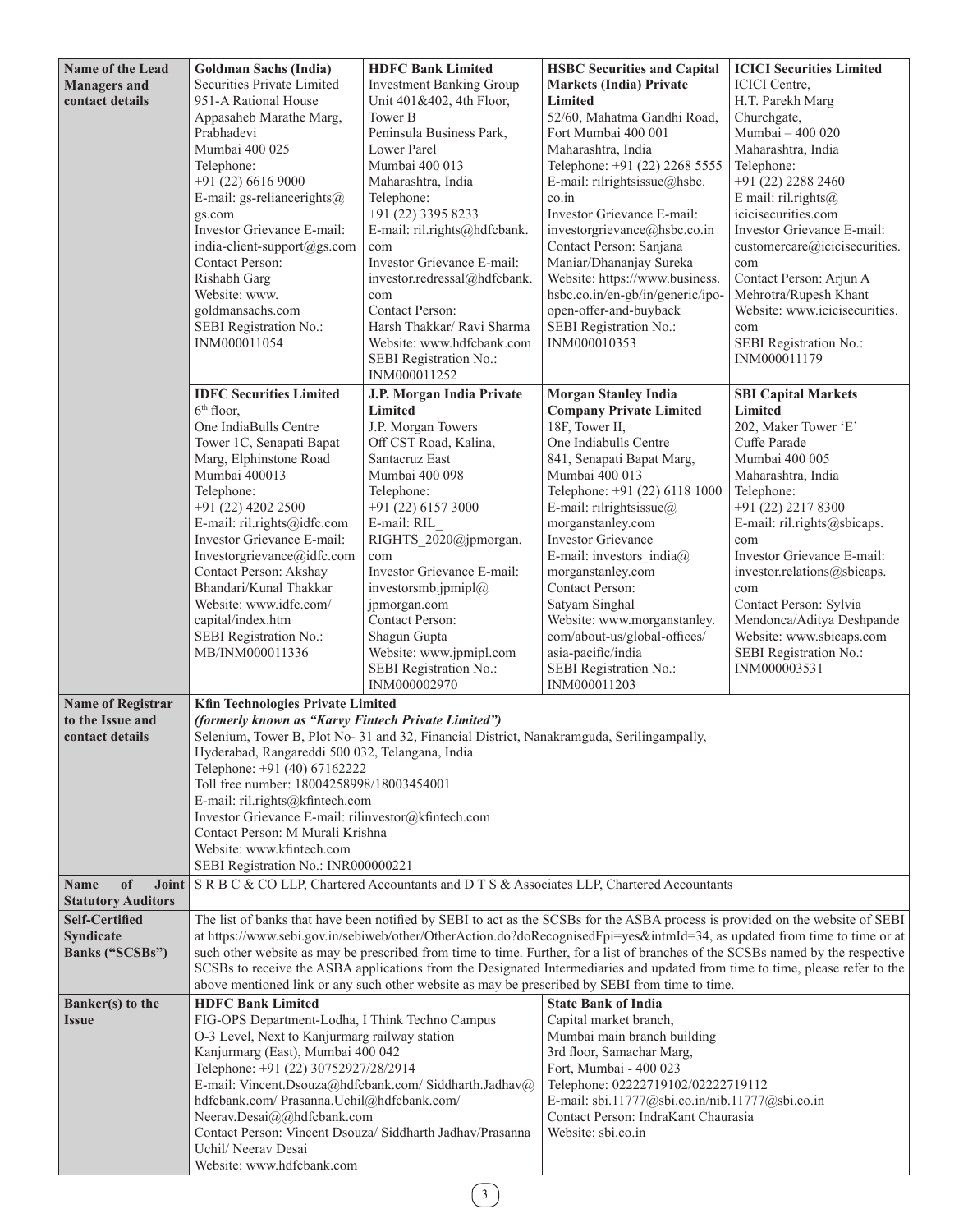| | | | | |
|---|---|---|---|---|
| **Name of the Lead Managers and contact details** | **Goldman Sachs (India)** Securities Private Limited<br>951-A Rational House<br>Appasaheb Marathe Marg, Prabhadevi<br>Mumbai 400 025<br>Telephone:<br>+91 (22) 6616 9000<br>E-mail: gs-reliancerights@gs.com<br>Investor Grievance E-mail: india-client-support@gs.com<br>Contact Person:<br>Rishabh Garg<br>Website: www.goldmansachs.com<br>SEBI Registration No.: INM000011054 | **HDFC Bank Limited**<br>Investment Banking Group<br>Unit 401&402, 4th Floor, Tower B<br>Peninsula Business Park, Lower Parel<br>Mumbai 400 013<br>Maharashtra, India<br>Telephone:<br>+91 (22) 3395 8233<br>E-mail: ril.rights@hdfcbank.com<br>Investor Grievance E-mail: investor.redressal@hdfcbank.com<br>Contact Person:<br>Harsh Thakkar/ Ravi Sharma<br>Website: www.hdfcbank.com<br>SEBI Registration No.: INM000011252 | **HSBC Securities and Capital Markets (India) Private Limited**<br>52/60, Mahatma Gandhi Road, Fort Mumbai 400 001<br>Maharashtra, India<br>Telephone: +91 (22) 2268 5555<br>E-mail: rilrightsissue@hsbc.co.in<br>Investor Grievance E-mail: investorgrievance@hsbc.co.in<br>Contact Person: Sanjana Maniar/Dhananjay Sureka<br>Website: https://www.business.hsbc.co.in/en-gb/in/generic/ipo-open-offer-and-buyback<br>SEBI Registration No.: INM000010353 | **ICICI Securities Limited**<br>ICICI Centre,<br>H.T. Parekh Marg<br>Churchgate,<br>Mumbai – 400 020<br>Maharashtra, India<br>Telephone:<br>+91 (22) 2288 2460<br>E mail: ril.rights@icicisecurities.com<br>Investor Grievance E-mail: customercare@icicisecurities.com<br>Contact Person: Arjun A Mehrotra/Rupesh Khant<br>Website: www.icicisecurities.com<br>SEBI Registration No.: INM000011179 |
| | **IDFC Securities Limited**<br>6th floor,<br>One IndiaBulls Centre<br>Tower 1C, Senapati Bapat Marg, Elphinstone Road<br>Mumbai 400013<br>Telephone:<br>+91 (22) 4202 2500<br>E-mail: ril.rights@idfc.com<br>Investor Grievance E-mail: Investorgrievance@idfc.com<br>Contact Person: Akshay Bhandari/Kunal Thakkar<br>Website: www.idfc.com/capital/index.htm<br>SEBI Registration No.: MB/INM000011336 | **J.P. Morgan India Private Limited**<br>J.P. Morgan Towers<br>Off CST Road, Kalina, Santacruz East<br>Mumbai 400 098<br>Telephone:<br>+91 (22) 6157 3000<br>E-mail: RIL_RIGHTS_2020@jpmorgan.com<br>Investor Grievance E-mail: investorsmb.jpmipl@jpmorgan.com<br>Contact Person:<br>Shagun Gupta<br>Website: www.jpmipl.com<br>SEBI Registration No.: INM000002970 | **Morgan Stanley India Company Private Limited**<br>18F, Tower II,<br>One Indiabulls Centre<br>841, Senapati Bapat Marg, Mumbai 400 013<br>Telephone: +91 (22) 6118 1000<br>E-mail: rilrightsissue@morganstanley.com<br>Investor Grievance<br>E-mail: investors_india@morganstanley.com<br>Contact Person:<br>Satyam Singhal<br>Website: www.morganstanley.com/about-us/global-offices/asia-pacific/india<br>SEBI Registration No.: INM000011203 | **SBI Capital Markets Limited**<br>202, Maker Tower 'E'<br>Cuffe Parade<br>Mumbai 400 005<br>Maharashtra, India<br>Telephone:<br>+91 (22) 2217 8300<br>E-mail: ril.rights@sbicaps.com<br>Investor Grievance E-mail: investor.relations@sbicaps.com<br>Contact Person: Sylvia Mendonca/Aditya Deshpande<br>Website: www.sbicaps.com<br>SEBI Registration No.: INM000003531 |
| **Name of Registrar to the Issue and contact details** | **Kfin Technologies Private Limited**<br>***(formerly known as "Karvy Fintech Private Limited")***<br>Selenium, Tower B, Plot No- 31 and 32, Financial District, Nanakramguda, Serilingampally, Hyderabad, Rangareddi 500 032, Telangana, India<br>Telephone: +91 (40) 67162222<br>Toll free number: 18004258998/18003454001<br>E-mail: ril.rights@kfintech.com<br>Investor Grievance E-mail: rilinvestor@kfintech.com<br>Contact Person: M Murali Krishna<br>Website: www.kfintech.com<br>SEBI Registration No.: INR000000221 | | | |
| **Name of Joint Statutory Auditors** | S R B C & CO LLP, Chartered Accountants and D T S & Associates LLP, Chartered Accountants | | | |
| **Self-Certified Syndicate Banks ("SCSBs")** | The list of banks that have been notified by SEBI to act as the SCSBs for the ASBA process is provided on the website of SEBI at https://www.sebi.gov.in/sebiweb/other/OtherAction.do?doRecognisedFpi=yes&intmId=34, as updated from time to time or at such other website as may be prescribed from time to time. Further, for a list of branches of the SCSBs named by the respective SCSBs to receive the ASBA applications from the Designated Intermediaries and updated from time to time, please refer to the above mentioned link or any such other website as may be prescribed by SEBI from time to time. | | | |
| **Banker(s) to the Issue** | **HDFC Bank Limited**<br>FIG-OPS Department-Lodha, I Think Techno Campus<br>O-3 Level, Next to Kanjurmarg railway station<br>Kanjurmarg (East), Mumbai 400 042<br>Telephone: +91 (22) 30752927/28/2914<br>E-mail: Vincent.Dsouza@hdfcbank.com/ Siddharth.Jadhav@hdfcbank.com/ Prasanna.Uchil@hdfcbank.com/ Neerav.Desai@@hdfcbank.com<br>Contact Person: Vincent Dsouza/ Siddharth Jadhav/Prasanna Uchil/ Neerav Desai<br>Website: www.hdfcbank.com | | **State Bank of India**<br>Capital market branch,<br>Mumbai main branch building<br>3rd floor, Samachar Marg,<br>Fort, Mumbai - 400 023<br>Telephone: 02222719102/02222719112<br>E-mail: sbi.11777@sbi.co.in/nib.11777@sbi.co.in<br>Contact Person: IndraKant Chaurasia<br>Website: sbi.co.in | |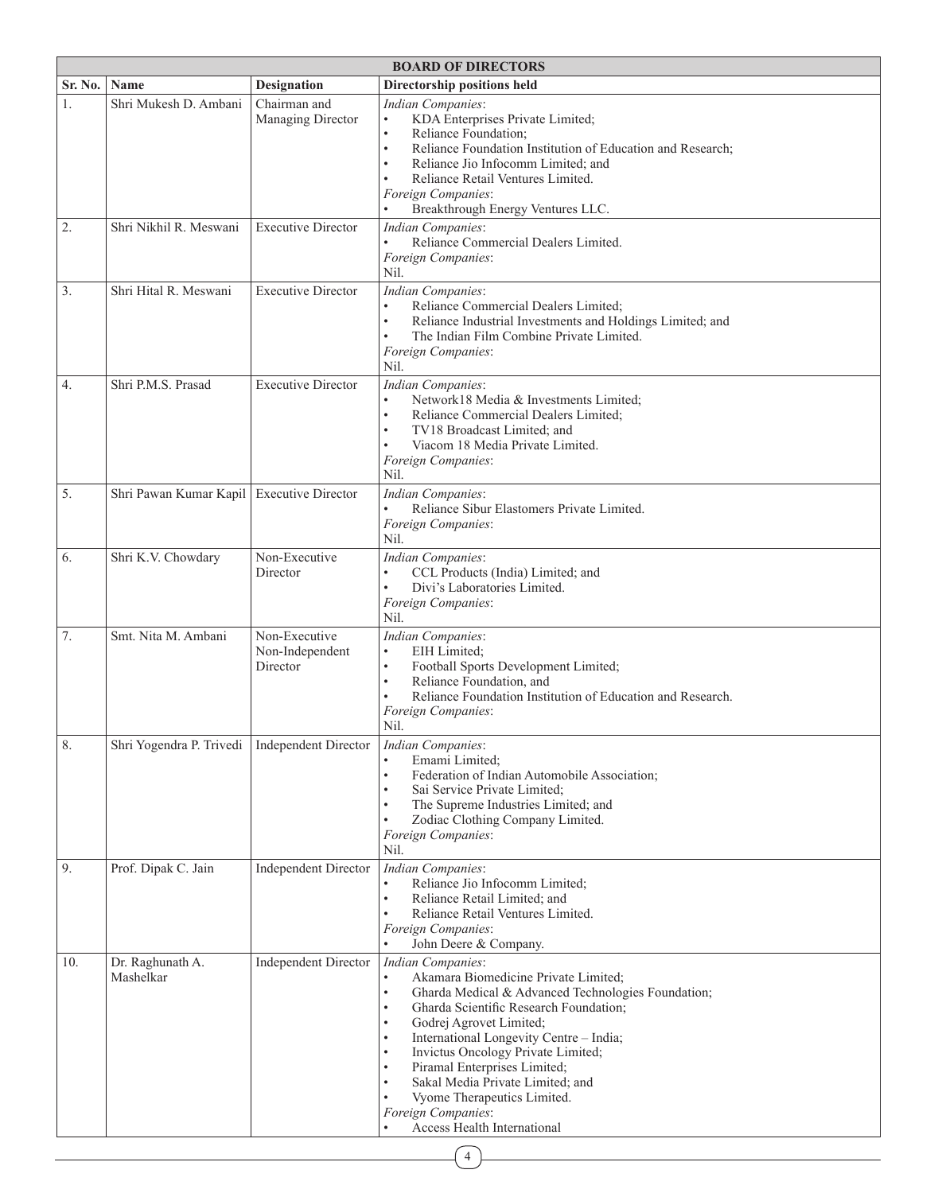| BOARD OF DIRECTORS | | | |
|---|---|---|---|
| **Sr. No.** | **Name** | **Designation** | **Directorship positions held** |
| 1. | Shri Mukesh D. Ambani | Chairman and Managing Director | *Indian Companies*:<br>• KDA Enterprises Private Limited;<br>• Reliance Foundation;<br>• Reliance Foundation Institution of Education and Research;<br>• Reliance Jio Infocomm Limited; and<br>• Reliance Retail Ventures Limited.<br>*Foreign Companies*:<br>• Breakthrough Energy Ventures LLC. |
| 2. | Shri Nikhil R. Meswani | Executive Director | *Indian Companies*:<br>• Reliance Commercial Dealers Limited.<br>*Foreign Companies*:<br>Nil. |
| 3. | Shri Hital R. Meswani | Executive Director | *Indian Companies*:<br>• Reliance Commercial Dealers Limited;<br>• Reliance Industrial Investments and Holdings Limited; and<br>• The Indian Film Combine Private Limited.<br>*Foreign Companies*:<br>Nil. |
| 4. | Shri P.M.S. Prasad | Executive Director | *Indian Companies*:<br>• Network18 Media & Investments Limited;<br>• Reliance Commercial Dealers Limited;<br>• TV18 Broadcast Limited; and<br>• Viacom 18 Media Private Limited.<br>*Foreign Companies*:<br>Nil. |
| 5. | Shri Pawan Kumar Kapil | Executive Director | *Indian Companies*:<br>• Reliance Sibur Elastomers Private Limited.<br>*Foreign Companies*:<br>Nil. |
| 6. | Shri K.V. Chowdary | Non-Executive Director | *Indian Companies*:<br>• CCL Products (India) Limited; and<br>• Divi's Laboratories Limited.<br>*Foreign Companies*:<br>Nil. |
| 7. | Smt. Nita M. Ambani | Non-Executive Non-Independent Director | *Indian Companies*:<br>• EIH Limited;<br>• Football Sports Development Limited;<br>• Reliance Foundation, and<br>• Reliance Foundation Institution of Education and Research.<br>*Foreign Companies*:<br>Nil. |
| 8. | Shri Yogendra P. Trivedi | Independent Director | *Indian Companies*:<br>• Emami Limited;<br>• Federation of Indian Automobile Association;<br>• Sai Service Private Limited;<br>• The Supreme Industries Limited; and<br>• Zodiac Clothing Company Limited.<br>*Foreign Companies*:<br>Nil. |
| 9. | Prof. Dipak C. Jain | Independent Director | *Indian Companies*:<br>• Reliance Jio Infocomm Limited;<br>• Reliance Retail Limited; and<br>• Reliance Retail Ventures Limited.<br>*Foreign Companies*:<br>• John Deere & Company. |
| 10. | Dr. Raghunath A. Mashelkar | Independent Director | *Indian Companies*:<br>• Akamara Biomedicine Private Limited;<br>• Gharda Medical & Advanced Technologies Foundation;<br>• Gharda Scientific Research Foundation;<br>• Godrej Agrovet Limited;<br>• International Longevity Centre – India;<br>• Invictus Oncology Private Limited;<br>• Piramal Enterprises Limited;<br>• Sakal Media Private Limited; and<br>• Vyome Therapeutics Limited.<br>*Foreign Companies*:<br>• Access Health International |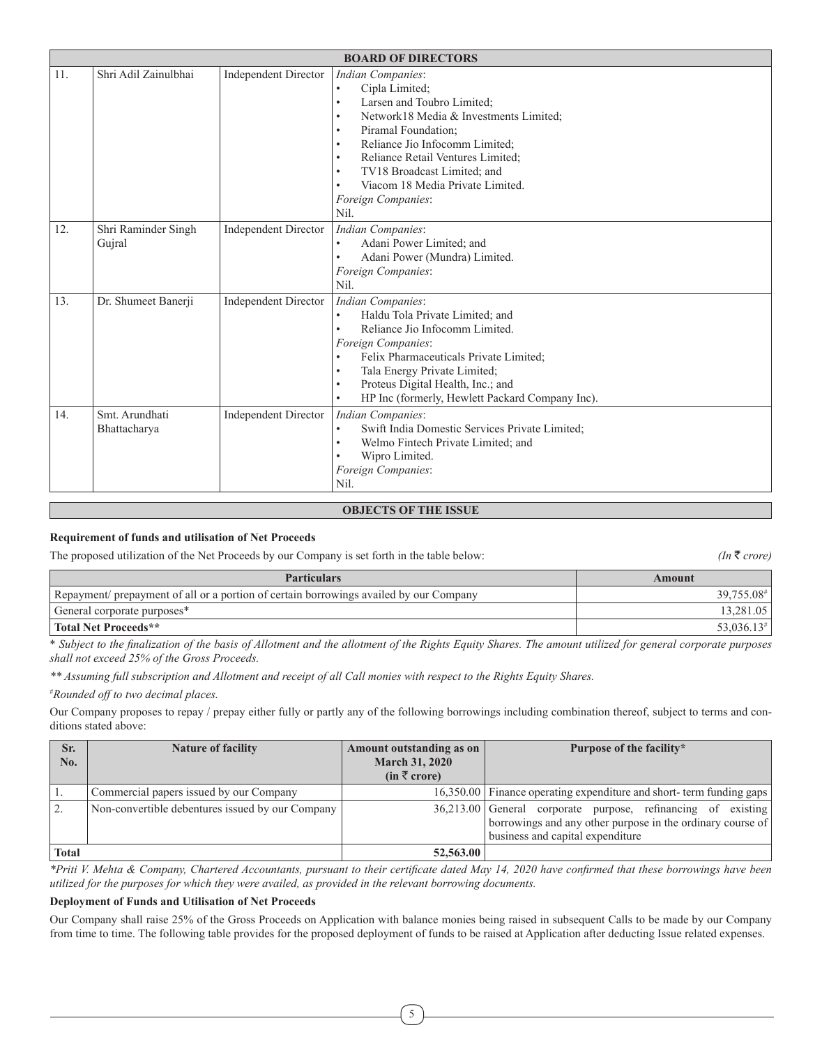## BOARD OF DIRECTORS

| | | | |
|---|---|---|---|
| 11. | Shri Adil Zainulbhai | Independent Director | *Indian Companies*:<br>• Cipla Limited;<br>• Larsen and Toubro Limited;<br>• Network18 Media & Investments Limited;<br>• Piramal Foundation;<br>• Reliance Jio Infocomm Limited;<br>• Reliance Retail Ventures Limited;<br>• TV18 Broadcast Limited; and<br>• Viacom 18 Media Private Limited.<br>*Foreign Companies*:<br>Nil. |
| 12. | Shri Raminder Singh Gujral | Independent Director | *Indian Companies*:<br>• Adani Power Limited; and<br>• Adani Power (Mundra) Limited.<br>*Foreign Companies*:<br>Nil. |
| 13. | Dr. Shumeet Banerji | Independent Director | *Indian Companies*:<br>• Haldu Tola Private Limited; and<br>• Reliance Jio Infocomm Limited.<br>*Foreign Companies*:<br>• Felix Pharmaceuticals Private Limited;<br>• Tala Energy Private Limited;<br>• Proteus Digital Health, Inc.; and<br>• HP Inc (formerly, Hewlett Packard Company Inc). |
| 14. | Smt. Arundhati Bhattacharya | Independent Director | *Indian Companies*:<br>• Swift India Domestic Services Private Limited;<br>• Welmo Fintech Private Limited; and<br>• Wipro Limited.<br>*Foreign Companies*:<br>Nil. |

## OBJECTS OF THE ISSUE

**Requirement of funds and utilisation of Net Proceeds**

The proposed utilization of the Net Proceeds by our Company is set forth in the table below: *(In ₹ crore)*

| Particulars | Amount |
|---|---|
| Repayment/ prepayment of all or a portion of certain borrowings availed by our Company | 39,755.08# |
| General corporate purposes* | 13,281.05 |
| **Total Net Proceeds**** | 53,036.13# |

\* *Subject to the finalization of the basis of Allotment and the allotment of the Rights Equity Shares. The amount utilized for general corporate purposes shall not exceed 25% of the Gross Proceeds.*

*** Assuming full subscription and Allotment and receipt of all Call monies with respect to the Rights Equity Shares.*

*#Rounded off to two decimal places.*

Our Company proposes to repay / prepay either fully or partly any of the following borrowings including combination thereof, subject to terms and conditions stated above:

| Sr. No. | Nature of facility | Amount outstanding as on March 31, 2020 (in ₹ crore) | Purpose of the facility* |
|---|---|---|---|
| 1. | Commercial papers issued by our Company | 16,350.00 | Finance operating expenditure and short- term funding gaps |
| 2. | Non-convertible debentures issued by our Company | 36,213.00 | General corporate purpose, refinancing of existing borrowings and any other purpose in the ordinary course of business and capital expenditure |
| **Total** | | **52,563.00** | |

*\*Priti V. Mehta & Company, Chartered Accountants, pursuant to their certificate dated May 14, 2020 have confirmed that these borrowings have been utilized for the purposes for which they were availed, as provided in the relevant borrowing documents.*

**Deployment of Funds and Utilisation of Net Proceeds**

Our Company shall raise 25% of the Gross Proceeds on Application with balance monies being raised in subsequent Calls to be made by our Company from time to time. The following table provides for the proposed deployment of funds to be raised at Application after deducting Issue related expenses.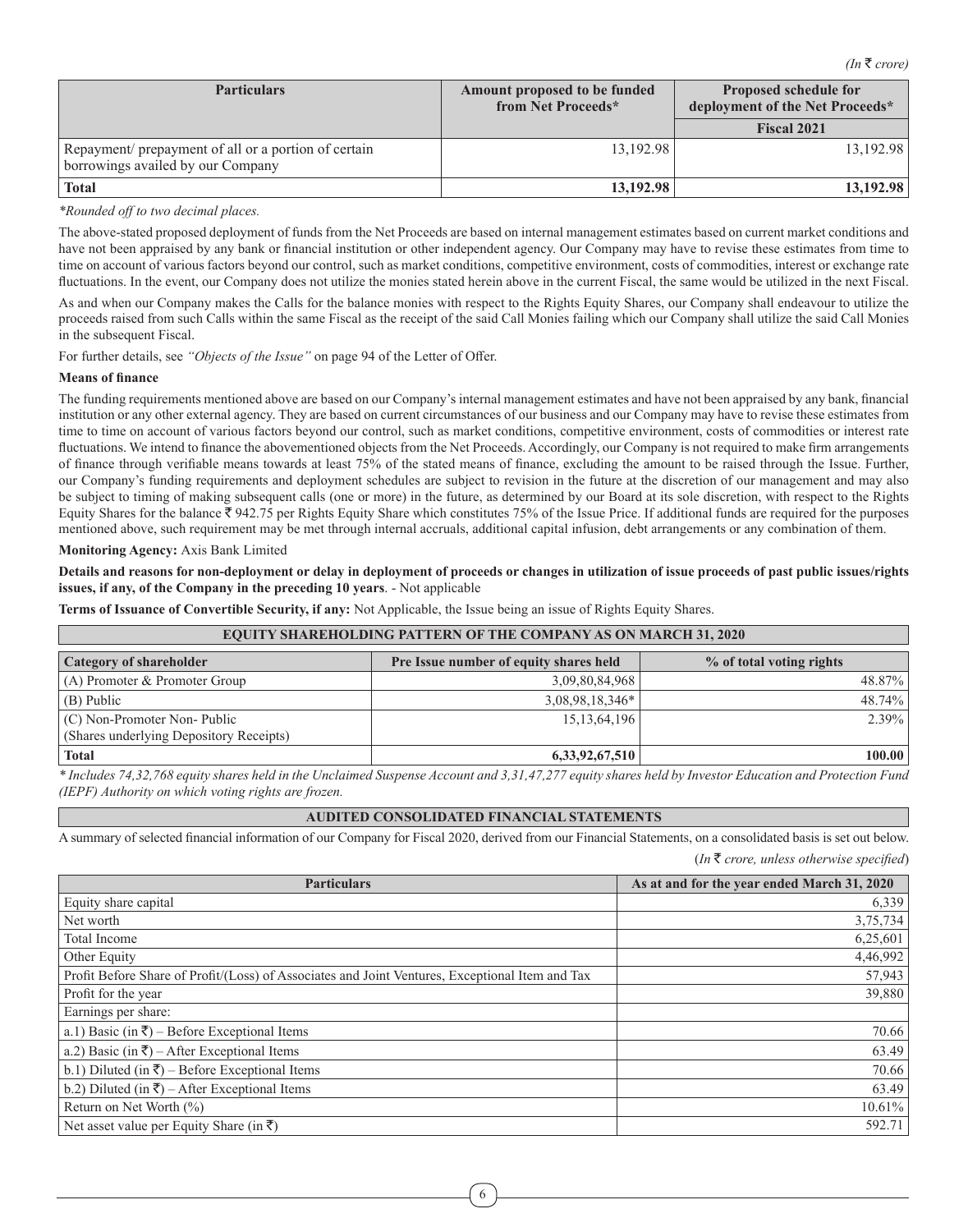*(In ₹ crore)*

| Particulars | Amount proposed to be funded from Net Proceeds* | Proposed schedule for deployment of the Net Proceeds* |
|---|---|---|
| | | Fiscal 2021 |
| Repayment/ prepayment of all or a portion of certain borrowings availed by our Company | 13,192.98 | 13,192.98 |
| **Total** | **13,192.98** | **13,192.98** |

*\*Rounded off to two decimal places.*

The above-stated proposed deployment of funds from the Net Proceeds are based on internal management estimates based on current market conditions and have not been appraised by any bank or financial institution or other independent agency. Our Company may have to revise these estimates from time to time on account of various factors beyond our control, such as market conditions, competitive environment, costs of commodities, interest or exchange rate fluctuations. In the event, our Company does not utilize the monies stated herein above in the current Fiscal, the same would be utilized in the next Fiscal.

As and when our Company makes the Calls for the balance monies with respect to the Rights Equity Shares, our Company shall endeavour to utilize the proceeds raised from such Calls within the same Fiscal as the receipt of the said Call Monies failing which our Company shall utilize the said Call Monies in the subsequent Fiscal.

For further details, see *"Objects of the Issue"* on page 94 of the Letter of Offer.

**Means of finance**

The funding requirements mentioned above are based on our Company's internal management estimates and have not been appraised by any bank, financial institution or any other external agency. They are based on current circumstances of our business and our Company may have to revise these estimates from time to time on account of various factors beyond our control, such as market conditions, competitive environment, costs of commodities or interest rate fluctuations. We intend to finance the abovementioned objects from the Net Proceeds. Accordingly, our Company is not required to make firm arrangements of finance through verifiable means towards at least 75% of the stated means of finance, excluding the amount to be raised through the Issue. Further, our Company's funding requirements and deployment schedules are subject to revision in the future at the discretion of our management and may also be subject to timing of making subsequent calls (one or more) in the future, as determined by our Board at its sole discretion, with respect to the Rights Equity Shares for the balance ₹ 942.75 per Rights Equity Share which constitutes 75% of the Issue Price. If additional funds are required for the purposes mentioned above, such requirement may be met through internal accruals, additional capital infusion, debt arrangements or any combination of them.

**Monitoring Agency:** Axis Bank Limited

**Details and reasons for non-deployment or delay in deployment of proceeds or changes in utilization of issue proceeds of past public issues/rights issues, if any, of the Company in the preceding 10 years**. - Not applicable

**Terms of Issuance of Convertible Security, if any:** Not Applicable, the Issue being an issue of Rights Equity Shares.

**EQUITY SHAREHOLDING PATTERN OF THE COMPANY AS ON MARCH 31, 2020**

| Category of shareholder | Pre Issue number of equity shares held | % of total voting rights |
|---|---|---|
| (A) Promoter & Promoter Group | 3,09,80,84,968 | 48.87% |
| (B) Public | 3,08,98,18,346* | 48.74% |
| (C) Non-Promoter Non- Public (Shares underlying Depository Receipts) | 15,13,64,196 | 2.39% |
| **Total** | **6,33,92,67,510** | **100.00** |

*\* Includes 74,32,768 equity shares held in the Unclaimed Suspense Account and 3,31,47,277 equity shares held by Investor Education and Protection Fund (IEPF) Authority on which voting rights are frozen.*

**AUDITED CONSOLIDATED FINANCIAL STATEMENTS**

A summary of selected financial information of our Company for Fiscal 2020, derived from our Financial Statements, on a consolidated basis is set out below.

(*In ₹ crore, unless otherwise specified*)

| Particulars | As at and for the year ended March 31, 2020 |
|---|---|
| Equity share capital | 6,339 |
| Net worth | 3,75,734 |
| Total Income | 6,25,601 |
| Other Equity | 4,46,992 |
| Profit Before Share of Profit/(Loss) of Associates and Joint Ventures, Exceptional Item and Tax | 57,943 |
| Profit for the year | 39,880 |
| Earnings per share: | |
| a.1) Basic (in ₹) – Before Exceptional Items | 70.66 |
| a.2) Basic (in ₹) – After Exceptional Items | 63.49 |
| b.1) Diluted (in ₹) – Before Exceptional Items | 70.66 |
| b.2) Diluted (in ₹) – After Exceptional Items | 63.49 |
| Return on Net Worth (%) | 10.61% |
| Net asset value per Equity Share (in ₹) | 592.71 |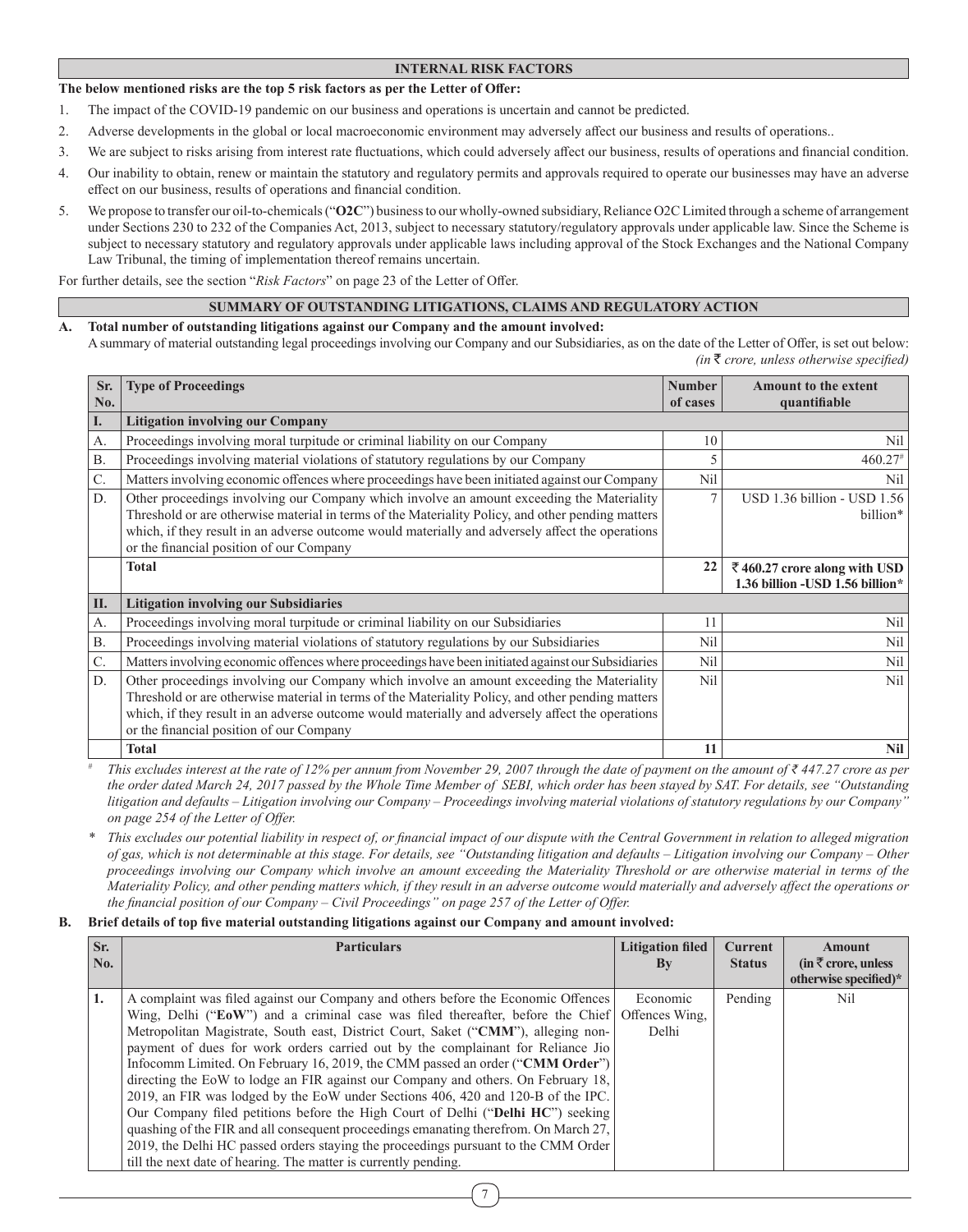## INTERNAL RISK FACTORS

**The below mentioned risks are the top 5 risk factors as per the Letter of Offer:**

1. The impact of the COVID-19 pandemic on our business and operations is uncertain and cannot be predicted.
2. Adverse developments in the global or local macroeconomic environment may adversely affect our business and results of operations..
3. We are subject to risks arising from interest rate fluctuations, which could adversely affect our business, results of operations and financial condition.
4. Our inability to obtain, renew or maintain the statutory and regulatory permits and approvals required to operate our businesses may have an adverse effect on our business, results of operations and financial condition.
5. We propose to transfer our oil-to-chemicals ("**O2C**") business to our wholly-owned subsidiary, Reliance O2C Limited through a scheme of arrangement under Sections 230 to 232 of the Companies Act, 2013, subject to necessary statutory/regulatory approvals under applicable law. Since the Scheme is subject to necessary statutory and regulatory approvals under applicable laws including approval of the Stock Exchanges and the National Company Law Tribunal, the timing of implementation thereof remains uncertain.

For further details, see the section "*Risk Factors*" on page 23 of the Letter of Offer.

## SUMMARY OF OUTSTANDING LITIGATIONS, CLAIMS AND REGULATORY ACTION

**A. Total number of outstanding litigations against our Company and the amount involved:**

A summary of material outstanding legal proceedings involving our Company and our Subsidiaries, as on the date of the Letter of Offer, is set out below:

*(in ₹ crore, unless otherwise specified)*

| Sr. No. | Type of Proceedings | Number of cases | Amount to the extent quantifiable |
|---|---|---|---|
| **I.** | **Litigation involving our Company** | | |
| A. | Proceedings involving moral turpitude or criminal liability on our Company | 10 | Nil |
| B. | Proceedings involving material violations of statutory regulations by our Company | 5 | 460.27# |
| C. | Matters involving economic offences where proceedings have been initiated against our Company | Nil | Nil |
| D. | Other proceedings involving our Company which involve an amount exceeding the Materiality Threshold or are otherwise material in terms of the Materiality Policy, and other pending matters which, if they result in an adverse outcome would materially and adversely affect the operations or the financial position of our Company | 7 | USD 1.36 billion - USD 1.56 billion* |
| | **Total** | **22** | **₹ 460.27 crore along with USD 1.36 billion -USD 1.56 billion*** |
| **II.** | **Litigation involving our Subsidiaries** | | |
| A. | Proceedings involving moral turpitude or criminal liability on our Subsidiaries | 11 | Nil |
| B. | Proceedings involving material violations of statutory regulations by our Subsidiaries | Nil | Nil |
| C. | Matters involving economic offences where proceedings have been initiated against our Subsidiaries | Nil | Nil |
| D. | Other proceedings involving our Company which involve an amount exceeding the Materiality Threshold or are otherwise material in terms of the Materiality Policy, and other pending matters which, if they result in an adverse outcome would materially and adversely affect the operations or the financial position of our Company | Nil | Nil |
| | **Total** | **11** | **Nil** |

# *This excludes interest at the rate of 12% per annum from November 29, 2007 through the date of payment on the amount of ₹ 447.27 crore as per the order dated March 24, 2017 passed by the Whole Time Member of SEBI, which order has been stayed by SAT. For details, see "Outstanding litigation and defaults – Litigation involving our Company – Proceedings involving material violations of statutory regulations by our Company" on page 254 of the Letter of Offer.*

\* *This excludes our potential liability in respect of, or financial impact of our dispute with the Central Government in relation to alleged migration of gas, which is not determinable at this stage. For details, see "Outstanding litigation and defaults – Litigation involving our Company – Other proceedings involving our Company which involve an amount exceeding the Materiality Threshold or are otherwise material in terms of the Materiality Policy, and other pending matters which, if they result in an adverse outcome would materially and adversely affect the operations or the financial position of our Company – Civil Proceedings" on page 257 of the Letter of Offer.*

**B. Brief details of top five material outstanding litigations against our Company and amount involved:**

| Sr. No. | Particulars | Litigation filed By | Current Status | Amount (in ₹ crore, unless otherwise specified)* |
|---|---|---|---|---|
| **1.** | A complaint was filed against our Company and others before the Economic Offences Wing, Delhi ("**EoW**") and a criminal case was filed thereafter, before the Chief Metropolitan Magistrate, South east, District Court, Saket ("**CMM**"), alleging non-payment of dues for work orders carried out by the complainant for Reliance Jio Infocomm Limited. On February 16, 2019, the CMM passed an order ("**CMM Order**") directing the EoW to lodge an FIR against our Company and others. On February 18, 2019, an FIR was lodged by the EoW under Sections 406, 420 and 120-B of the IPC. Our Company filed petitions before the High Court of Delhi ("**Delhi HC**") seeking quashing of the FIR and all consequent proceedings emanating therefrom. On March 27, 2019, the Delhi HC passed orders staying the proceedings pursuant to the CMM Order till the next date of hearing. The matter is currently pending. | Economic Offences Wing, Delhi | Pending | Nil |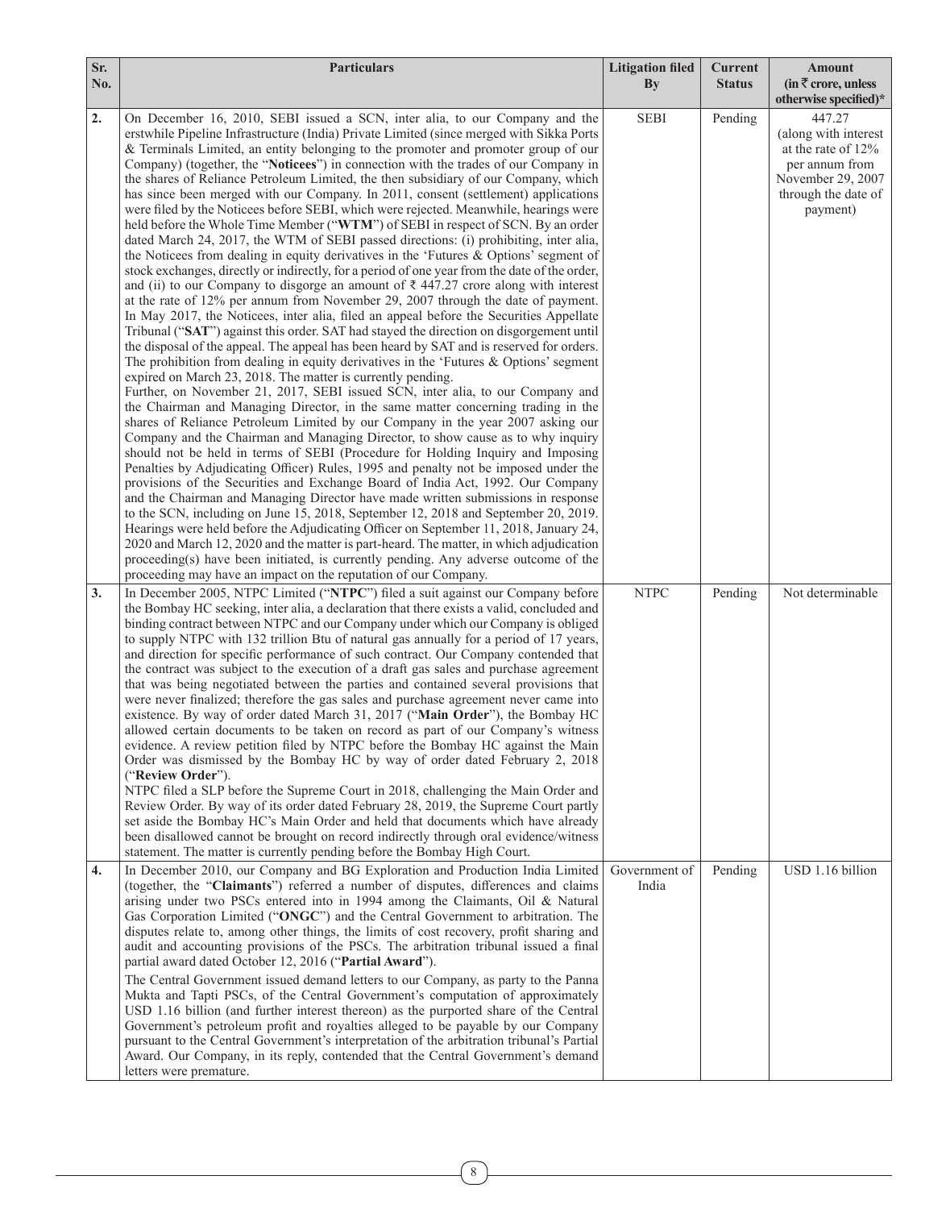| Sr. No. | Particulars | Litigation filed By | Current Status | Amount (in ₹ crore, unless otherwise specified)* |
|---|---|---|---|---|
| 2. | On December 16, 2010, SEBI issued a SCN, inter alia, to our Company and the erstwhile Pipeline Infrastructure (India) Private Limited (since merged with Sikka Ports & Terminals Limited, an entity belonging to the promoter and promoter group of our Company) (together, the "**Noticees**") in connection with the trades of our Company in the shares of Reliance Petroleum Limited, the then subsidiary of our Company, which has since been merged with our Company. In 2011, consent (settlement) applications were filed by the Noticees before SEBI, which were rejected. Meanwhile, hearings were held before the Whole Time Member ("**WTM**") of SEBI in respect of SCN. By an order dated March 24, 2017, the WTM of SEBI passed directions: (i) prohibiting, inter alia, the Noticees from dealing in equity derivatives in the 'Futures & Options' segment of stock exchanges, directly or indirectly, for a period of one year from the date of the order, and (ii) to our Company to disgorge an amount of ₹ 447.27 crore along with interest at the rate of 12% per annum from November 29, 2007 through the date of payment. In May 2017, the Noticees, inter alia, filed an appeal before the Securities Appellate Tribunal ("**SAT**") against this order. SAT had stayed the direction on disgorgement until the disposal of the appeal. The appeal has been heard by SAT and is reserved for orders. The prohibition from dealing in equity derivatives in the 'Futures & Options' segment expired on March 23, 2018. The matter is currently pending.<br>Further, on November 21, 2017, SEBI issued SCN, inter alia, to our Company and the Chairman and Managing Director, in the same matter concerning trading in the shares of Reliance Petroleum Limited by our Company in the year 2007 asking our Company and the Chairman and Managing Director, to show cause as to why inquiry should not be held in terms of SEBI (Procedure for Holding Inquiry and Imposing Penalties by Adjudicating Officer) Rules, 1995 and penalty not be imposed under the provisions of the Securities and Exchange Board of India Act, 1992. Our Company and the Chairman and Managing Director have made written submissions in response to the SCN, including on June 15, 2018, September 12, 2018 and September 20, 2019. Hearings were held before the Adjudicating Officer on September 11, 2018, January 24, 2020 and March 12, 2020 and the matter is part-heard. The matter, in which adjudication proceeding(s) have been initiated, is currently pending. Any adverse outcome of the proceeding may have an impact on the reputation of our Company. | SEBI | Pending | 447.27 (along with interest at the rate of 12% per annum from November 29, 2007 through the date of payment) |
| 3. | In December 2005, NTPC Limited ("**NTPC**") filed a suit against our Company before the Bombay HC seeking, inter alia, a declaration that there exists a valid, concluded and binding contract between NTPC and our Company under which our Company is obliged to supply NTPC with 132 trillion Btu of natural gas annually for a period of 17 years, and direction for specific performance of such contract. Our Company contended that the contract was subject to the execution of a draft gas sales and purchase agreement that was being negotiated between the parties and contained several provisions that were never finalized; therefore the gas sales and purchase agreement never came into existence. By way of order dated March 31, 2017 ("**Main Order**"), the Bombay HC allowed certain documents to be taken on record as part of our Company's witness evidence. A review petition filed by NTPC before the Bombay HC against the Main Order was dismissed by the Bombay HC by way of order dated February 2, 2018 ("**Review Order**").<br>NTPC filed a SLP before the Supreme Court in 2018, challenging the Main Order and Review Order. By way of its order dated February 28, 2019, the Supreme Court partly set aside the Bombay HC's Main Order and held that documents which have already been disallowed cannot be brought on record indirectly through oral evidence/witness statement. The matter is currently pending before the Bombay High Court. | NTPC | Pending | Not determinable |
| 4. | In December 2010, our Company and BG Exploration and Production India Limited (together, the "**Claimants**") referred a number of disputes, differences and claims arising under two PSCs entered into in 1994 among the Claimants, Oil & Natural Gas Corporation Limited ("**ONGC**") and the Central Government to arbitration. The disputes relate to, among other things, the limits of cost recovery, profit sharing and audit and accounting provisions of the PSCs. The arbitration tribunal issued a final partial award dated October 12, 2016 ("**Partial Award**").<br>The Central Government issued demand letters to our Company, as party to the Panna Mukta and Tapti PSCs, of the Central Government's computation of approximately USD 1.16 billion (and further interest thereon) as the purported share of the Central Government's petroleum profit and royalties alleged to be payable by our Company pursuant to the Central Government's interpretation of the arbitration tribunal's Partial Award. Our Company, in its reply, contended that the Central Government's demand letters were premature. | Government of India | Pending | USD 1.16 billion |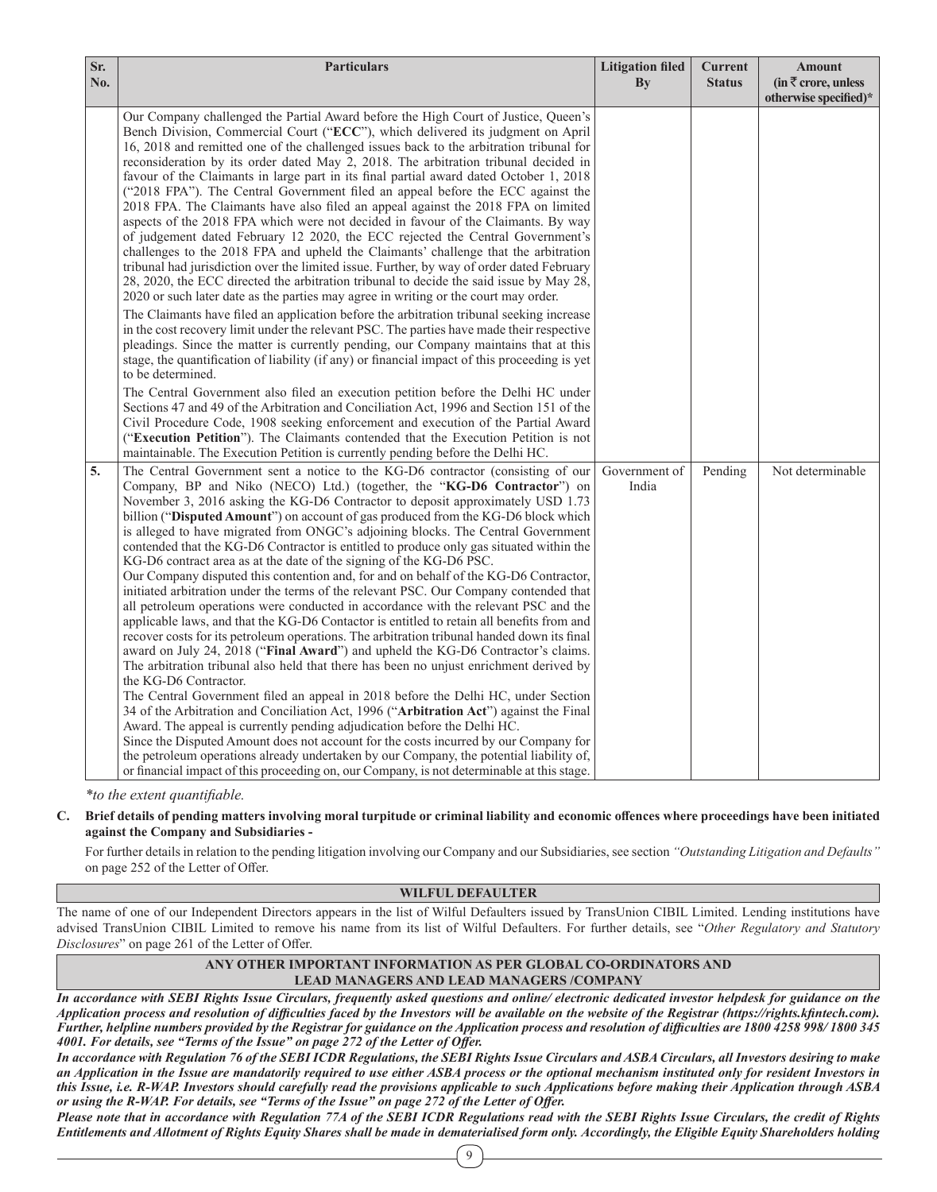| Sr. No. | Particulars | Litigation filed By | Current Status | Amount (in ₹ crore, unless otherwise specified)* |
|---|---|---|---|---|
| | Our Company challenged the Partial Award before the High Court of Justice, Queen's Bench Division, Commercial Court ("**ECC**"), which delivered its judgment on April 16, 2018 and remitted one of the challenged issues back to the arbitration tribunal for reconsideration by its order dated May 2, 2018. The arbitration tribunal decided in favour of the Claimants in large part in its final partial award dated October 1, 2018 ("2018 FPA"). The Central Government filed an appeal before the ECC against the 2018 FPA. The Claimants have also filed an appeal against the 2018 FPA on limited aspects of the 2018 FPA which were not decided in favour of the Claimants. By way of judgement dated February 12 2020, the ECC rejected the Central Government's challenges to the 2018 FPA and upheld the Claimants' challenge that the arbitration tribunal had jurisdiction over the limited issue. Further, by way of order dated February 28, 2020, the ECC directed the arbitration tribunal to decide the said issue by May 28, 2020 or such later date as the parties may agree in writing or the court may order.<br>The Claimants have filed an application before the arbitration tribunal seeking increase in the cost recovery limit under the relevant PSC. The parties have made their respective pleadings. Since the matter is currently pending, our Company maintains that at this stage, the quantification of liability (if any) or financial impact of this proceeding is yet to be determined.<br>The Central Government also filed an execution petition before the Delhi HC under Sections 47 and 49 of the Arbitration and Conciliation Act, 1996 and Section 151 of the Civil Procedure Code, 1908 seeking enforcement and execution of the Partial Award ("**Execution Petition**"). The Claimants contended that the Execution Petition is not maintainable. The Execution Petition is currently pending before the Delhi HC. | | | |
| **5.** | The Central Government sent a notice to the KG-D6 contractor (consisting of our Company, BP and Niko (NECO) Ltd.) (together, the "**KG-D6 Contractor**") on November 3, 2016 asking the KG-D6 Contractor to deposit approximately USD 1.73 billion ("**Disputed Amount**") on account of gas produced from the KG-D6 block which is alleged to have migrated from ONGC's adjoining blocks. The Central Government contended that the KG-D6 Contractor is entitled to produce only gas situated within the KG-D6 contract area as at the date of the signing of the KG-D6 PSC.<br>Our Company disputed this contention and, for and on behalf of the KG-D6 Contractor, initiated arbitration under the terms of the relevant PSC. Our Company contended that all petroleum operations were conducted in accordance with the relevant PSC and the applicable laws, and that the KG-D6 Contactor is entitled to retain all benefits from and recover costs for its petroleum operations. The arbitration tribunal handed down its final award on July 24, 2018 ("**Final Award**") and upheld the KG-D6 Contractor's claims. The arbitration tribunal also held that there has been no unjust enrichment derived by the KG-D6 Contractor.<br>The Central Government filed an appeal in 2018 before the Delhi HC, under Section 34 of the Arbitration and Conciliation Act, 1996 ("**Arbitration Act**") against the Final Award. The appeal is currently pending adjudication before the Delhi HC.<br>Since the Disputed Amount does not account for the costs incurred by our Company for the petroleum operations already undertaken by our Company, the potential liability of, or financial impact of this proceeding on, our Company, is not determinable at this stage. | Government of India | Pending | Not determinable |

*\*to the extent quantifiable.*

**C. Brief details of pending matters involving moral turpitude or criminal liability and economic offences where proceedings have been initiated against the Company and Subsidiaries -**

For further details in relation to the pending litigation involving our Company and our Subsidiaries, see section *"Outstanding Litigation and Defaults"* on page 252 of the Letter of Offer.

## WILFUL DEFAULTER

The name of one of our Independent Directors appears in the list of Wilful Defaulters issued by TransUnion CIBIL Limited. Lending institutions have advised TransUnion CIBIL Limited to remove his name from its list of Wilful Defaulters. For further details, see "*Other Regulatory and Statutory Disclosures*" on page 261 of the Letter of Offer.

## ANY OTHER IMPORTANT INFORMATION AS PER GLOBAL CO-ORDINATORS AND LEAD MANAGERS AND LEAD MANAGERS /COMPANY

***In accordance with SEBI Rights Issue Circulars, frequently asked questions and online/ electronic dedicated investor helpdesk for guidance on the Application process and resolution of difficulties faced by the Investors will be available on the website of the Registrar (https://rights.kfintech.com). Further, helpline numbers provided by the Registrar for guidance on the Application process and resolution of difficulties are 1800 4258 998/ 1800 345 4001. For details, see "Terms of the Issue" on page 272 of the Letter of Offer.***

***In accordance with Regulation 76 of the SEBI ICDR Regulations, the SEBI Rights Issue Circulars and ASBA Circulars, all Investors desiring to make an Application in the Issue are mandatorily required to use either ASBA process or the optional mechanism instituted only for resident Investors in this Issue, i.e. R-WAP. Investors should carefully read the provisions applicable to such Applications before making their Application through ASBA or using the R-WAP. For details, see "Terms of the Issue" on page 272 of the Letter of Offer.***

***Please note that in accordance with Regulation 77A of the SEBI ICDR Regulations read with the SEBI Rights Issue Circulars, the credit of Rights Entitlements and Allotment of Rights Equity Shares shall be made in dematerialised form only. Accordingly, the Eligible Equity Shareholders holding***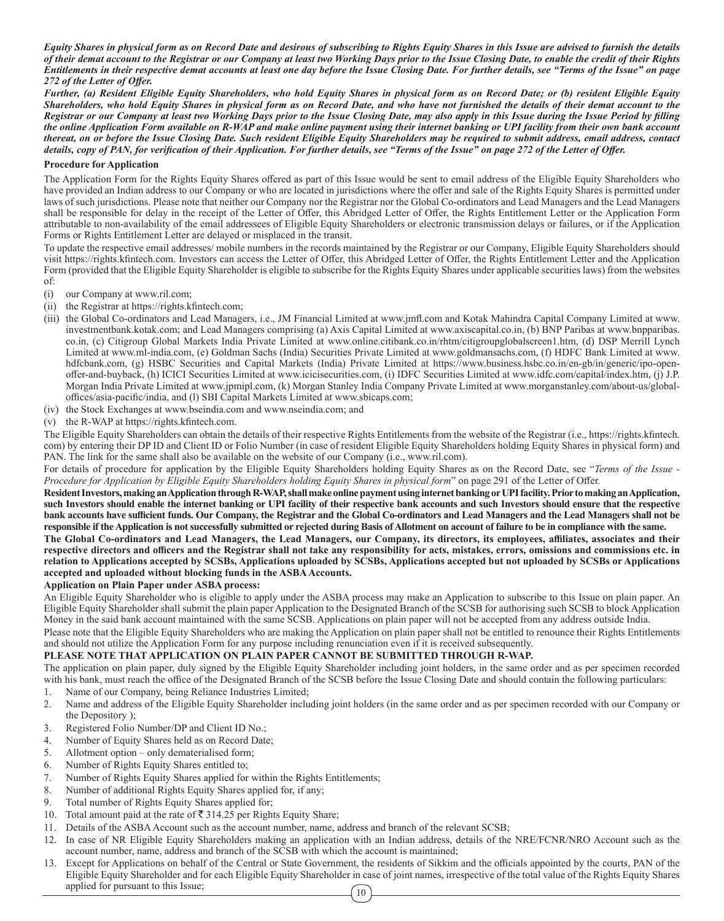***Equity Shares in physical form as on Record Date and desirous of subscribing to Rights Equity Shares in this Issue are advised to furnish the details of their demat account to the Registrar or our Company at least two Working Days prior to the Issue Closing Date, to enable the credit of their Rights Entitlements in their respective demat accounts at least one day before the Issue Closing Date. For further details, see "Terms of the Issue" on page 272 of the Letter of Offer.***

***Further, (a) Resident Eligible Equity Shareholders, who hold Equity Shares in physical form as on Record Date; or (b) resident Eligible Equity Shareholders, who hold Equity Shares in physical form as on Record Date, and who have not furnished the details of their demat account to the Registrar or our Company at least two Working Days prior to the Issue Closing Date, may also apply in this Issue during the Issue Period by filling the online Application Form available on R-WAP and make online payment using their internet banking or UPI facility from their own bank account thereat, on or before the Issue Closing Date. Such resident Eligible Equity Shareholders may be required to submit address, email address, contact details, copy of PAN, for verification of their Application. For further details, see "Terms of the Issue" on page 272 of the Letter of Offer.***

**Procedure for Application**

The Application Form for the Rights Equity Shares offered as part of this Issue would be sent to email address of the Eligible Equity Shareholders who have provided an Indian address to our Company or who are located in jurisdictions where the offer and sale of the Rights Equity Shares is permitted under laws of such jurisdictions. Please note that neither our Company nor the Registrar nor the Global Co-ordinators and Lead Managers and the Lead Managers shall be responsible for delay in the receipt of the Letter of Offer, this Abridged Letter of Offer, the Rights Entitlement Letter or the Application Form attributable to non-availability of the email addressees of Eligible Equity Shareholders or electronic transmission delays or failures, or if the Application Forms or Rights Entitlement Letter are delayed or misplaced in the transit.

To update the respective email addresses/ mobile numbers in the records maintained by the Registrar or our Company, Eligible Equity Shareholders should visit https://rights.kfintech.com. Investors can access the Letter of Offer, this Abridged Letter of Offer, the Rights Entitlement Letter and the Application Form (provided that the Eligible Equity Shareholder is eligible to subscribe for the Rights Equity Shares under applicable securities laws) from the websites of:

(i) our Company at www.ril.com;
(ii) the Registrar at https://rights.kfintech.com;
(iii) the Global Co-ordinators and Lead Managers, i.e., JM Financial Limited at www.jmfl.com and Kotak Mahindra Capital Company Limited at www.investmentbank.kotak.com; and Lead Managers comprising (a) Axis Capital Limited at www.axiscapital.co.in, (b) BNP Paribas at www.bnpparibas.co.in, (c) Citigroup Global Markets India Private Limited at www.online.citibank.co.in/rhtm/citigroupglobalscreen1.htm, (d) DSP Merrill Lynch Limited at www.ml-india.com, (e) Goldman Sachs (India) Securities Private Limited at www.goldmansachs.com, (f) HDFC Bank Limited at www.hdfcbank.com, (g) HSBC Securities and Capital Markets (India) Private Limited at https://www.business.hsbc.co.in/en-gb/in/generic/ipo-open-offer-and-buyback, (h) ICICI Securities Limited at www.icicisecurities.com, (i) IDFC Securities Limited at www.idfc.com/capital/index.htm, (j) J.P. Morgan India Private Limited at www.jpmipl.com, (k) Morgan Stanley India Company Private Limited at www.morganstanley.com/about-us/global-offices/asia-pacific/india, and (l) SBI Capital Markets Limited at www.sbicaps.com;
(iv) the Stock Exchanges at www.bseindia.com and www.nseindia.com; and
(v) the R-WAP at https://rights.kfintech.com.

The Eligible Equity Shareholders can obtain the details of their respective Rights Entitlements from the website of the Registrar (i.e., https://rights.kfintech.com) by entering their DP ID and Client ID or Folio Number (in case of resident Eligible Equity Shareholders holding Equity Shares in physical form) and PAN. The link for the same shall also be available on the website of our Company (i.e., www.ril.com).

For details of procedure for application by the Eligible Equity Shareholders holding Equity Shares as on the Record Date, see "*Terms of the Issue - Procedure for Application by Eligible Equity Shareholders holding Equity Shares in physical form*" on page 291 of the Letter of Offer.

**Resident Investors, making an Application through R-WAP, shall make online payment using internet banking or UPI facility. Prior to making an Application, such Investors should enable the internet banking or UPI facility of their respective bank accounts and such Investors should ensure that the respective bank accounts have sufficient funds. Our Company, the Registrar and the Global Co-ordinators and Lead Managers and the Lead Managers shall not be responsible if the Application is not successfully submitted or rejected during Basis of Allotment on account of failure to be in compliance with the same.**

**The Global Co-ordinators and Lead Managers, the Lead Managers, our Company, its directors, its employees, affiliates, associates and their respective directors and officers and the Registrar shall not take any responsibility for acts, mistakes, errors, omissions and commissions etc. in relation to Applications accepted by SCSBs, Applications uploaded by SCSBs, Applications accepted but not uploaded by SCSBs or Applications accepted and uploaded without blocking funds in the ASBA Accounts.**

**Application on Plain Paper under ASBA process:**

An Eligible Equity Shareholder who is eligible to apply under the ASBA process may make an Application to subscribe to this Issue on plain paper. An Eligible Equity Shareholder shall submit the plain paper Application to the Designated Branch of the SCSB for authorising such SCSB to block Application Money in the said bank account maintained with the same SCSB. Applications on plain paper will not be accepted from any address outside India.

Please note that the Eligible Equity Shareholders who are making the Application on plain paper shall not be entitled to renounce their Rights Entitlements and should not utilize the Application Form for any purpose including renunciation even if it is received subsequently.

**PLEASE NOTE THAT APPLICATION ON PLAIN PAPER CANNOT BE SUBMITTED THROUGH R-WAP.**

The application on plain paper, duly signed by the Eligible Equity Shareholder including joint holders, in the same order and as per specimen recorded with his bank, must reach the office of the Designated Branch of the SCSB before the Issue Closing Date and should contain the following particulars:

1. Name of our Company, being Reliance Industries Limited;
2. Name and address of the Eligible Equity Shareholder including joint holders (in the same order and as per specimen recorded with our Company or the Depository );
3. Registered Folio Number/DP and Client ID No.;
4. Number of Equity Shares held as on Record Date;
5. Allotment option – only dematerialised form;
6. Number of Rights Equity Shares entitled to;
7. Number of Rights Equity Shares applied for within the Rights Entitlements;
8. Number of additional Rights Equity Shares applied for, if any;
9. Total number of Rights Equity Shares applied for;
10. Total amount paid at the rate of ₹ 314.25 per Rights Equity Share;
11. Details of the ASBA Account such as the account number, name, address and branch of the relevant SCSB;
12. In case of NR Eligible Equity Shareholders making an application with an Indian address, details of the NRE/FCNR/NRO Account such as the account number, name, address and branch of the SCSB with which the account is maintained;
13. Except for Applications on behalf of the Central or State Government, the residents of Sikkim and the officials appointed by the courts, PAN of the Eligible Equity Shareholder and for each Eligible Equity Shareholder in case of joint names, irrespective of the total value of the Rights Equity Shares applied for pursuant to this Issue;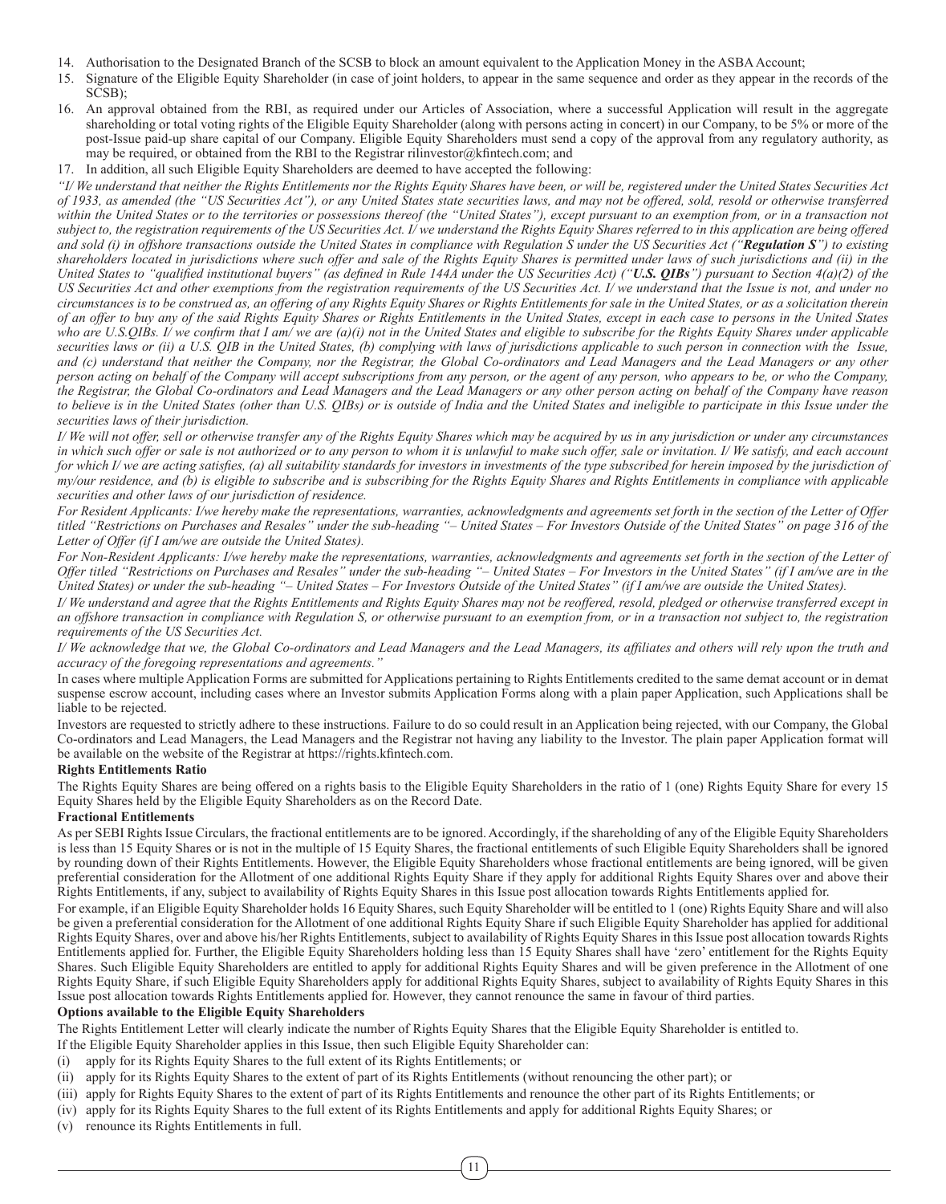14. Authorisation to the Designated Branch of the SCSB to block an amount equivalent to the Application Money in the ASBA Account;
15. Signature of the Eligible Equity Shareholder (in case of joint holders, to appear in the same sequence and order as they appear in the records of the SCSB);
16. An approval obtained from the RBI, as required under our Articles of Association, where a successful Application will result in the aggregate shareholding or total voting rights of the Eligible Equity Shareholder (along with persons acting in concert) in our Company, to be 5% or more of the post-Issue paid-up share capital of our Company. Eligible Equity Shareholders must send a copy of the approval from any regulatory authority, as may be required, or obtained from the RBI to the Registrar rilinvestor@kfintech.com; and
17. In addition, all such Eligible Equity Shareholders are deemed to have accepted the following:

*"I/ We understand that neither the Rights Entitlements nor the Rights Equity Shares have been, or will be, registered under the United States Securities Act of 1933, as amended (the "US Securities Act"), or any United States state securities laws, and may not be offered, sold, resold or otherwise transferred within the United States or to the territories or possessions thereof (the "United States"), except pursuant to an exemption from, or in a transaction not subject to, the registration requirements of the US Securities Act. I/ we understand the Rights Equity Shares referred to in this application are being offered and sold (i) in offshore transactions outside the United States in compliance with Regulation S under the US Securities Act ("**Regulation S**") to existing shareholders located in jurisdictions where such offer and sale of the Rights Equity Shares is permitted under laws of such jurisdictions and (ii) in the United States to "qualified institutional buyers" (as defined in Rule 144A under the US Securities Act) ("**U.S. QIBs**") pursuant to Section 4(a)(2) of the US Securities Act and other exemptions from the registration requirements of the US Securities Act. I/ we understand that the Issue is not, and under no circumstances is to be construed as, an offering of any Rights Equity Shares or Rights Entitlements for sale in the United States, or as a solicitation therein of an offer to buy any of the said Rights Equity Shares or Rights Entitlements in the United States, except in each case to persons in the United States who are U.S.QIBs. I/ we confirm that I am/ we are (a)(i) not in the United States and eligible to subscribe for the Rights Equity Shares under applicable securities laws or (ii) a U.S. QIB in the United States, (b) complying with laws of jurisdictions applicable to such person in connection with the Issue, and (c) understand that neither the Company, nor the Registrar, the Global Co-ordinators and Lead Managers and the Lead Managers or any other person acting on behalf of the Company will accept subscriptions from any person, or the agent of any person, who appears to be, or who the Company, the Registrar, the Global Co-ordinators and Lead Managers and the Lead Managers or any other person acting on behalf of the Company have reason to believe is in the United States (other than U.S. QIBs) or is outside of India and the United States and ineligible to participate in this Issue under the securities laws of their jurisdiction.*

*I/ We will not offer, sell or otherwise transfer any of the Rights Equity Shares which may be acquired by us in any jurisdiction or under any circumstances in which such offer or sale is not authorized or to any person to whom it is unlawful to make such offer, sale or invitation. I/ We satisfy, and each account for which I/ we are acting satisfies, (a) all suitability standards for investors in investments of the type subscribed for herein imposed by the jurisdiction of my/our residence, and (b) is eligible to subscribe and is subscribing for the Rights Equity Shares and Rights Entitlements in compliance with applicable securities and other laws of our jurisdiction of residence.*

*For Resident Applicants: I/we hereby make the representations, warranties, acknowledgments and agreements set forth in the section of the Letter of Offer titled "Restrictions on Purchases and Resales" under the sub-heading "– United States – For Investors Outside of the United States" on page 316 of the Letter of Offer (if I am/we are outside the United States).*

*For Non-Resident Applicants: I/we hereby make the representations, warranties, acknowledgments and agreements set forth in the section of the Letter of Offer titled "Restrictions on Purchases and Resales" under the sub-heading "– United States – For Investors in the United States" (if I am/we are in the United States) or under the sub-heading "– United States – For Investors Outside of the United States" (if I am/we are outside the United States).*

*I/ We understand and agree that the Rights Entitlements and Rights Equity Shares may not be reoffered, resold, pledged or otherwise transferred except in an offshore transaction in compliance with Regulation S, or otherwise pursuant to an exemption from, or in a transaction not subject to, the registration requirements of the US Securities Act.*

*I/ We acknowledge that we, the Global Co-ordinators and Lead Managers and the Lead Managers, its affiliates and others will rely upon the truth and accuracy of the foregoing representations and agreements."*

In cases where multiple Application Forms are submitted for Applications pertaining to Rights Entitlements credited to the same demat account or in demat suspense escrow account, including cases where an Investor submits Application Forms along with a plain paper Application, such Applications shall be liable to be rejected.

Investors are requested to strictly adhere to these instructions. Failure to do so could result in an Application being rejected, with our Company, the Global Co-ordinators and Lead Managers, the Lead Managers and the Registrar not having any liability to the Investor. The plain paper Application format will be available on the website of the Registrar at https://rights.kfintech.com.

**Rights Entitlements Ratio**

The Rights Equity Shares are being offered on a rights basis to the Eligible Equity Shareholders in the ratio of 1 (one) Rights Equity Share for every 15 Equity Shares held by the Eligible Equity Shareholders as on the Record Date.

**Fractional Entitlements**

As per SEBI Rights Issue Circulars, the fractional entitlements are to be ignored. Accordingly, if the shareholding of any of the Eligible Equity Shareholders is less than 15 Equity Shares or is not in the multiple of 15 Equity Shares, the fractional entitlements of such Eligible Equity Shareholders shall be ignored by rounding down of their Rights Entitlements. However, the Eligible Equity Shareholders whose fractional entitlements are being ignored, will be given preferential consideration for the Allotment of one additional Rights Equity Share if they apply for additional Rights Equity Shares over and above their Rights Entitlements, if any, subject to availability of Rights Equity Shares in this Issue post allocation towards Rights Entitlements applied for.

For example, if an Eligible Equity Shareholder holds 16 Equity Shares, such Equity Shareholder will be entitled to 1 (one) Rights Equity Share and will also be given a preferential consideration for the Allotment of one additional Rights Equity Share if such Eligible Equity Shareholder has applied for additional Rights Equity Shares, over and above his/her Rights Entitlements, subject to availability of Rights Equity Shares in this Issue post allocation towards Rights Entitlements applied for. Further, the Eligible Equity Shareholders holding less than 15 Equity Shares shall have 'zero' entitlement for the Rights Equity Shares. Such Eligible Equity Shareholders are entitled to apply for additional Rights Equity Shares and will be given preference in the Allotment of one Rights Equity Share, if such Eligible Equity Shareholders apply for additional Rights Equity Shares, subject to availability of Rights Equity Shares in this Issue post allocation towards Rights Entitlements applied for. However, they cannot renounce the same in favour of third parties.

**Options available to the Eligible Equity Shareholders**

The Rights Entitlement Letter will clearly indicate the number of Rights Equity Shares that the Eligible Equity Shareholder is entitled to.

If the Eligible Equity Shareholder applies in this Issue, then such Eligible Equity Shareholder can:

(i) apply for its Rights Equity Shares to the full extent of its Rights Entitlements; or
(ii) apply for its Rights Equity Shares to the extent of part of its Rights Entitlements (without renouncing the other part); or
(iii) apply for Rights Equity Shares to the extent of part of its Rights Entitlements and renounce the other part of its Rights Entitlements; or
(iv) apply for its Rights Equity Shares to the full extent of its Rights Entitlements and apply for additional Rights Equity Shares; or
(v) renounce its Rights Entitlements in full.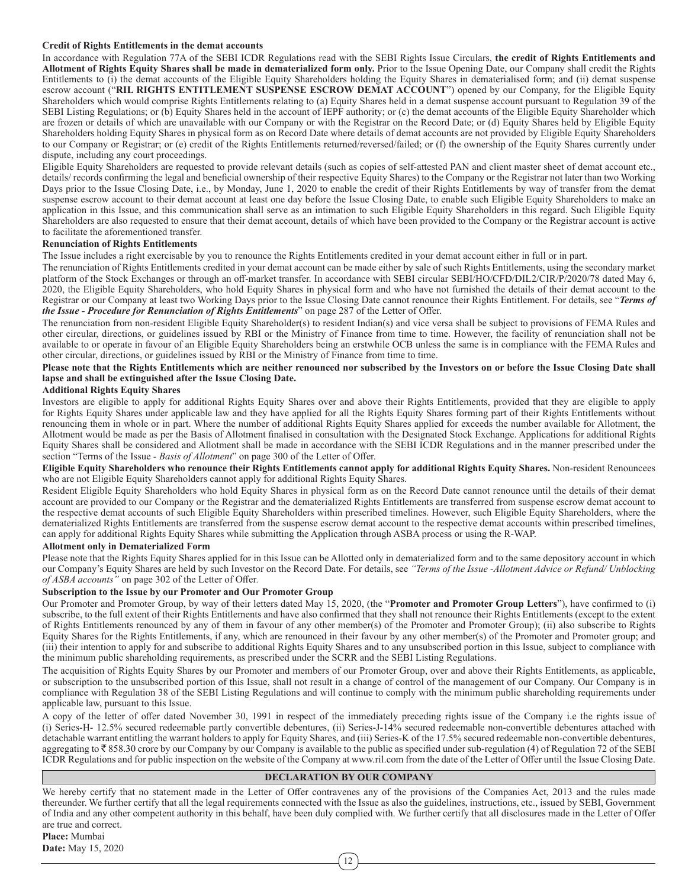**Credit of Rights Entitlements in the demat accounts**

In accordance with Regulation 77A of the SEBI ICDR Regulations read with the SEBI Rights Issue Circulars, **the credit of Rights Entitlements and Allotment of Rights Equity Shares shall be made in dematerialized form only.** Prior to the Issue Opening Date, our Company shall credit the Rights Entitlements to (i) the demat accounts of the Eligible Equity Shareholders holding the Equity Shares in dematerialised form; and (ii) demat suspense escrow account ("**RIL RIGHTS ENTITLEMENT SUSPENSE ESCROW DEMAT ACCOUNT**") opened by our Company, for the Eligible Equity Shareholders which would comprise Rights Entitlements relating to (a) Equity Shares held in a demat suspense account pursuant to Regulation 39 of the SEBI Listing Regulations; or (b) Equity Shares held in the account of IEPF authority; or (c) the demat accounts of the Eligible Equity Shareholder which are frozen or details of which are unavailable with our Company or with the Registrar on the Record Date; or (d) Equity Shares held by Eligible Equity Shareholders holding Equity Shares in physical form as on Record Date where details of demat accounts are not provided by Eligible Equity Shareholders to our Company or Registrar; or (e) credit of the Rights Entitlements returned/reversed/failed; or (f) the ownership of the Equity Shares currently under dispute, including any court proceedings.

Eligible Equity Shareholders are requested to provide relevant details (such as copies of self-attested PAN and client master sheet of demat account etc., details/ records confirming the legal and beneficial ownership of their respective Equity Shares) to the Company or the Registrar not later than two Working Days prior to the Issue Closing Date, i.e., by Monday, June 1, 2020 to enable the credit of their Rights Entitlements by way of transfer from the demat suspense escrow account to their demat account at least one day before the Issue Closing Date, to enable such Eligible Equity Shareholders to make an application in this Issue, and this communication shall serve as an intimation to such Eligible Equity Shareholders in this regard. Such Eligible Equity Shareholders are also requested to ensure that their demat account, details of which have been provided to the Company or the Registrar account is active to facilitate the aforementioned transfer.

**Renunciation of Rights Entitlements**

The Issue includes a right exercisable by you to renounce the Rights Entitlements credited in your demat account either in full or in part.

The renunciation of Rights Entitlements credited in your demat account can be made either by sale of such Rights Entitlements, using the secondary market platform of the Stock Exchanges or through an off-market transfer. In accordance with SEBI circular SEBI/HO/CFD/DIL2/CIR/P/2020/78 dated May 6, 2020, the Eligible Equity Shareholders, who hold Equity Shares in physical form and who have not furnished the details of their demat account to the Registrar or our Company at least two Working Days prior to the Issue Closing Date cannot renounce their Rights Entitlement. For details, see "***Terms of the Issue - Procedure for Renunciation of Rights Entitlements***" on page 287 of the Letter of Offer.

The renunciation from non-resident Eligible Equity Shareholder(s) to resident Indian(s) and vice versa shall be subject to provisions of FEMA Rules and other circular, directions, or guidelines issued by RBI or the Ministry of Finance from time to time. However, the facility of renunciation shall not be available to or operate in favour of an Eligible Equity Shareholders being an erstwhile OCB unless the same is in compliance with the FEMA Rules and other circular, directions, or guidelines issued by RBI or the Ministry of Finance from time to time.

**Please note that the Rights Entitlements which are neither renounced nor subscribed by the Investors on or before the Issue Closing Date shall lapse and shall be extinguished after the Issue Closing Date.**

**Additional Rights Equity Shares**

Investors are eligible to apply for additional Rights Equity Shares over and above their Rights Entitlements, provided that they are eligible to apply for Rights Equity Shares under applicable law and they have applied for all the Rights Equity Shares forming part of their Rights Entitlements without renouncing them in whole or in part. Where the number of additional Rights Equity Shares applied for exceeds the number available for Allotment, the Allotment would be made as per the Basis of Allotment finalised in consultation with the Designated Stock Exchange. Applications for additional Rights Equity Shares shall be considered and Allotment shall be made in accordance with the SEBI ICDR Regulations and in the manner prescribed under the section "Terms of the Issue - *Basis of Allotment*" on page 300 of the Letter of Offer.

**Eligible Equity Shareholders who renounce their Rights Entitlements cannot apply for additional Rights Equity Shares.** Non-resident Renouncees who are not Eligible Equity Shareholders cannot apply for additional Rights Equity Shares.

Resident Eligible Equity Shareholders who hold Equity Shares in physical form as on the Record Date cannot renounce until the details of their demat account are provided to our Company or the Registrar and the dematerialized Rights Entitlements are transferred from suspense escrow demat account to the respective demat accounts of such Eligible Equity Shareholders within prescribed timelines. However, such Eligible Equity Shareholders, where the dematerialized Rights Entitlements are transferred from the suspense escrow demat account to the respective demat accounts within prescribed timelines, can apply for additional Rights Equity Shares while submitting the Application through ASBA process or using the R-WAP.

**Allotment only in Dematerialized Form**

Please note that the Rights Equity Shares applied for in this Issue can be Allotted only in dematerialized form and to the same depository account in which our Company's Equity Shares are held by such Investor on the Record Date. For details, see *"Terms of the Issue -Allotment Advice or Refund/ Unblocking of ASBA accounts"* on page 302 of the Letter of Offer.

**Subscription to the Issue by our Promoter and Our Promoter Group**

Our Promoter and Promoter Group, by way of their letters dated May 15, 2020, (the "**Promoter and Promoter Group Letters**"), have confirmed to (i) subscribe, to the full extent of their Rights Entitlements and have also confirmed that they shall not renounce their Rights Entitlements (except to the extent of Rights Entitlements renounced by any of them in favour of any other member(s) of the Promoter and Promoter Group); (ii) also subscribe to Rights Equity Shares for the Rights Entitlements, if any, which are renounced in their favour by any other member(s) of the Promoter and Promoter group; and (iii) their intention to apply for and subscribe to additional Rights Equity Shares and to any unsubscribed portion in this Issue, subject to compliance with the minimum public shareholding requirements, as prescribed under the SCRR and the SEBI Listing Regulations.

The acquisition of Rights Equity Shares by our Promoter and members of our Promoter Group, over and above their Rights Entitlements, as applicable, or subscription to the unsubscribed portion of this Issue, shall not result in a change of control of the management of our Company. Our Company is in compliance with Regulation 38 of the SEBI Listing Regulations and will continue to comply with the minimum public shareholding requirements under applicable law, pursuant to this Issue.

A copy of the letter of offer dated November 30, 1991 in respect of the immediately preceding rights issue of the Company i.e the rights issue of (i) Series-H- 12.5% secured redeemable partly convertible debentures, (ii) Series-J-14% secured redeemable non-convertible debentures attached with detachable warrant entitling the warrant holders to apply for Equity Shares, and (iii) Series-K of the 17.5% secured redeemable non-convertible debentures, aggregating to ₹ 858.30 crore by our Company by our Company is available to the public as specified under sub-regulation (4) of Regulation 72 of the SEBI ICDR Regulations and for public inspection on the website of the Company at www.ril.com from the date of the Letter of Offer until the Issue Closing Date.

## DECLARATION BY OUR COMPANY

We hereby certify that no statement made in the Letter of Offer contravenes any of the provisions of the Companies Act, 2013 and the rules made thereunder. We further certify that all the legal requirements connected with the Issue as also the guidelines, instructions, etc., issued by SEBI, Government of India and any other competent authority in this behalf, have been duly complied with. We further certify that all disclosures made in the Letter of Offer are true and correct.

**Place:** Mumbai
**Date:** May 15, 2020